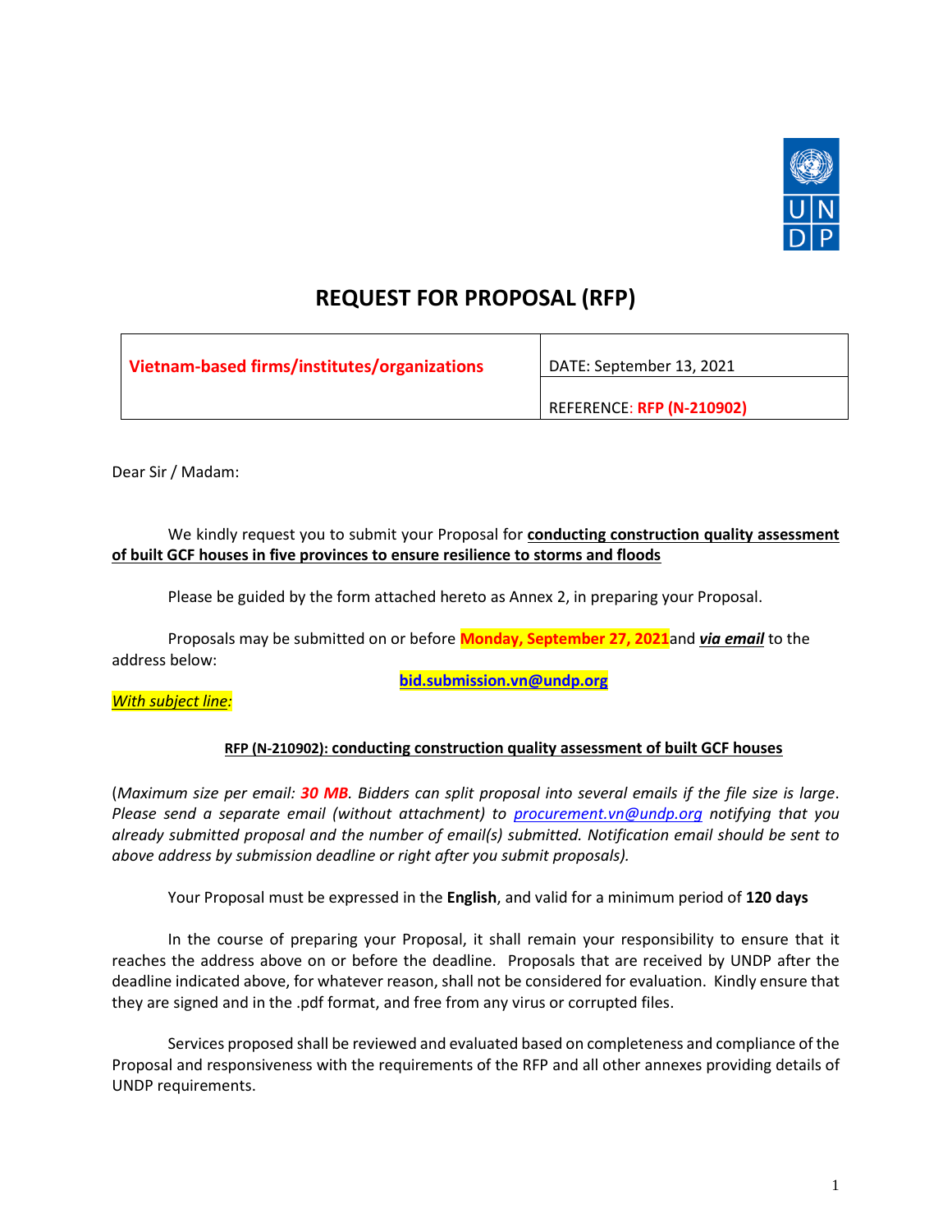# REQUEST FOR PROPOSAL (RFP)

| Vietnam-based firms/institutes/organizations | DATE: September 13, 2021 |
|---|---|
| | REFERENCE: **RFP (N-210902)** |

Dear Sir / Madam:

We kindly request you to submit your Proposal for **conducting construction quality assessment of built GCF houses in five provinces to ensure resilience to storms and floods**

Please be guided by the form attached hereto as Annex 2, in preparing your Proposal.

Proposals may be submitted on or before **Monday, September 27, 2021** and ***via email*** to the address below:

**bid.submission.vn@undp.org**

*With subject line:*

**RFP (N-210902): conducting construction quality assessment of built GCF houses**

(*Maximum size per email: **30 MB**. Bidders can split proposal into several emails if the file size is large. Please send a separate email (without attachment) to procurement.vn@undp.org notifying that you already submitted proposal and the number of email(s) submitted. Notification email should be sent to above address by submission deadline or right after you submit proposals).*

Your Proposal must be expressed in the **English**, and valid for a minimum period of **120 days**

In the course of preparing your Proposal, it shall remain your responsibility to ensure that it reaches the address above on or before the deadline. Proposals that are received by UNDP after the deadline indicated above, for whatever reason, shall not be considered for evaluation. Kindly ensure that they are signed and in the .pdf format, and free from any virus or corrupted files.

Services proposed shall be reviewed and evaluated based on completeness and compliance of the Proposal and responsiveness with the requirements of the RFP and all other annexes providing details of UNDP requirements.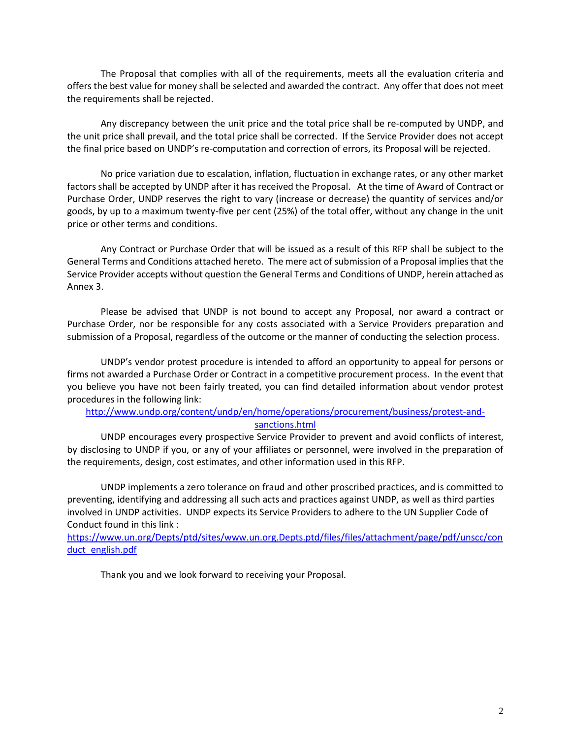The Proposal that complies with all of the requirements, meets all the evaluation criteria and offers the best value for money shall be selected and awarded the contract. Any offer that does not meet the requirements shall be rejected.

Any discrepancy between the unit price and the total price shall be re-computed by UNDP, and the unit price shall prevail, and the total price shall be corrected. If the Service Provider does not accept the final price based on UNDP's re-computation and correction of errors, its Proposal will be rejected.

No price variation due to escalation, inflation, fluctuation in exchange rates, or any other market factors shall be accepted by UNDP after it has received the Proposal. At the time of Award of Contract or Purchase Order, UNDP reserves the right to vary (increase or decrease) the quantity of services and/or goods, by up to a maximum twenty-five per cent (25%) of the total offer, without any change in the unit price or other terms and conditions.

Any Contract or Purchase Order that will be issued as a result of this RFP shall be subject to the General Terms and Conditions attached hereto. The mere act of submission of a Proposal implies that the Service Provider accepts without question the General Terms and Conditions of UNDP, herein attached as Annex 3.

Please be advised that UNDP is not bound to accept any Proposal, nor award a contract or Purchase Order, nor be responsible for any costs associated with a Service Providers preparation and submission of a Proposal, regardless of the outcome or the manner of conducting the selection process.

UNDP's vendor protest procedure is intended to afford an opportunity to appeal for persons or firms not awarded a Purchase Order or Contract in a competitive procurement process. In the event that you believe you have not been fairly treated, you can find detailed information about vendor protest procedures in the following link:

http://www.undp.org/content/undp/en/home/operations/procurement/business/protest-and-sanctions.html

UNDP encourages every prospective Service Provider to prevent and avoid conflicts of interest, by disclosing to UNDP if you, or any of your affiliates or personnel, were involved in the preparation of the requirements, design, cost estimates, and other information used in this RFP.

UNDP implements a zero tolerance on fraud and other proscribed practices, and is committed to preventing, identifying and addressing all such acts and practices against UNDP, as well as third parties involved in UNDP activities. UNDP expects its Service Providers to adhere to the UN Supplier Code of Conduct found in this link :

https://www.un.org/Depts/ptd/sites/www.un.org.Depts.ptd/files/files/attachment/page/pdf/unscc/conduct_english.pdf

Thank you and we look forward to receiving your Proposal.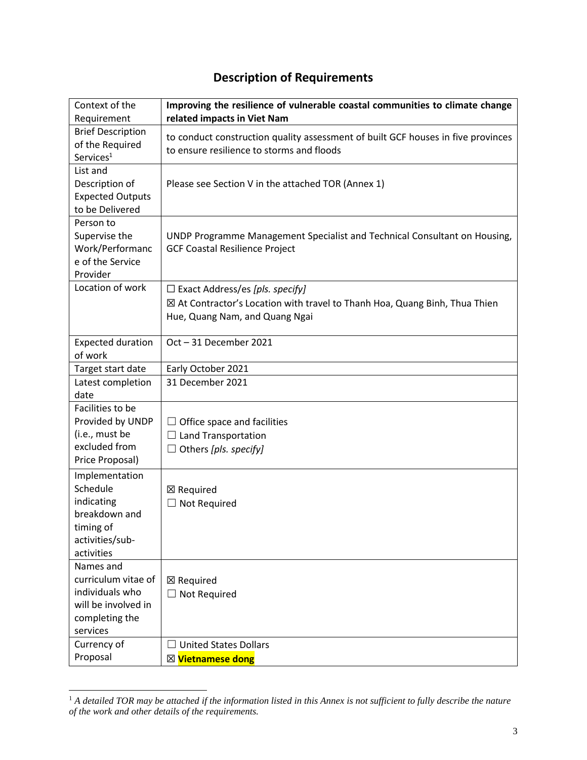## Description of Requirements

| Context of the Requirement | **Improving the resilience of vulnerable coastal communities to climate change related impacts in Viet Nam** |
|---|---|
| Brief Description of the Required Services[1] | to conduct construction quality assessment of built GCF houses in five provinces to ensure resilience to storms and floods |
| List and Description of Expected Outputs to be Delivered | Please see Section V in the attached TOR (Annex 1) |
| Person to Supervise the Work/Performance of the Service Provider | UNDP Programme Management Specialist and Technical Consultant on Housing, GCF Coastal Resilience Project |
| Location of work | ☐ Exact Address/es *[pls. specify]*<br>☒ At Contractor's Location with travel to Thanh Hoa, Quang Binh, Thua Thien Hue, Quang Nam, and Quang Ngai |
| Expected duration of work | Oct – 31 December 2021 |
| Target start date | Early October 2021 |
| Latest completion date | 31 December 2021 |
| Facilities to be Provided by UNDP (i.e., must be excluded from Price Proposal) | ☐ Office space and facilities<br>☐ Land Transportation<br>☐ Others *[pls. specify]* |
| Implementation Schedule indicating breakdown and timing of activities/sub-activities | ☒ Required<br>☐ Not Required |
| Names and curriculum vitae of individuals who will be involved in completing the services | ☒ Required<br>☐ Not Required |
| Currency of Proposal | ☐ United States Dollars<br>☒ **Vietnamese dong** |

[1] *A detailed TOR may be attached if the information listed in this Annex is not sufficient to fully describe the nature of the work and other details of the requirements.*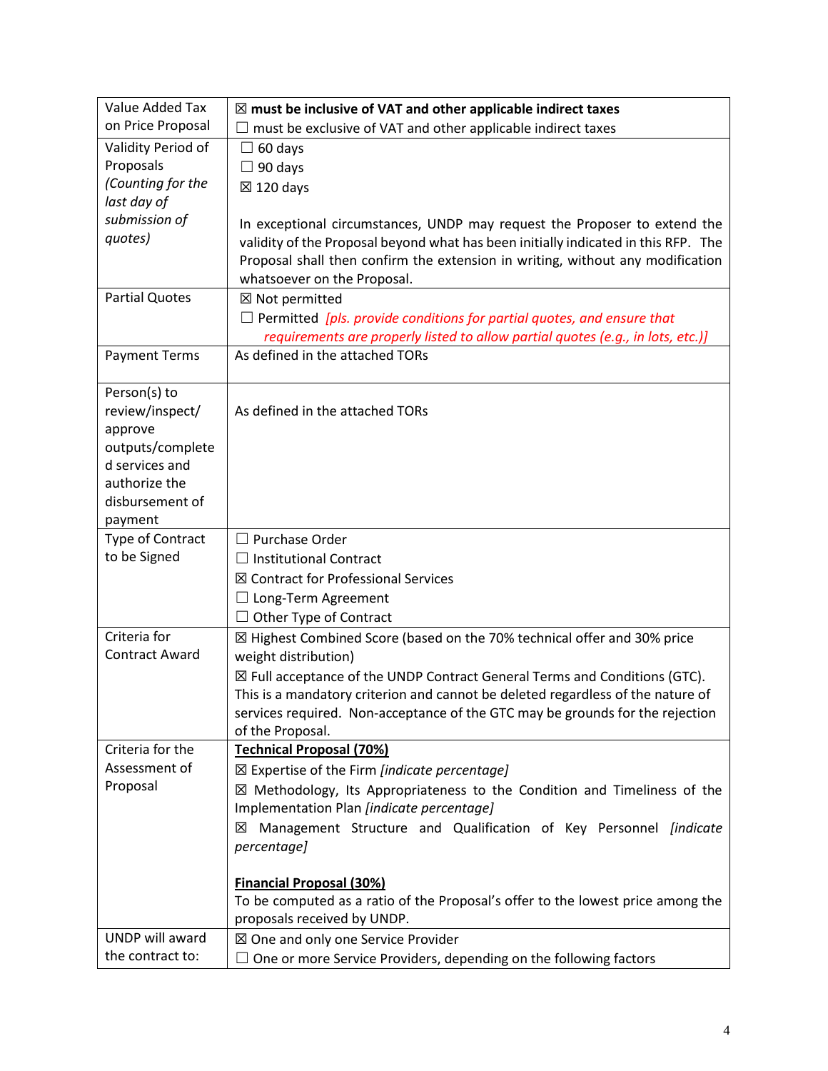| Value Added Tax on Price Proposal | ☒ **must be inclusive of VAT and other applicable indirect taxes**<br>☐ must be exclusive of VAT and other applicable indirect taxes |
|---|---|
| Validity Period of Proposals *(Counting for the last day of submission of quotes)* | ☐ 60 days<br>☐ 90 days<br>☒ 120 days<br><br>In exceptional circumstances, UNDP may request the Proposer to extend the validity of the Proposal beyond what has been initially indicated in this RFP. The Proposal shall then confirm the extension in writing, without any modification whatsoever on the Proposal. |
| Partial Quotes | ☒ Not permitted<br>☐ Permitted *[pls. provide conditions for partial quotes, and ensure that requirements are properly listed to allow partial quotes (e.g., in lots, etc.)]* |
| Payment Terms | As defined in the attached TORs |
| Person(s) to review/inspect/ approve outputs/completed services and authorize the disbursement of payment | As defined in the attached TORs |
| Type of Contract to be Signed | ☐ Purchase Order<br>☐ Institutional Contract<br>☒ Contract for Professional Services<br>☐ Long-Term Agreement<br>☐ Other Type of Contract |
| Criteria for Contract Award | ☒ Highest Combined Score (based on the 70% technical offer and 30% price weight distribution)<br>☒ Full acceptance of the UNDP Contract General Terms and Conditions (GTC). This is a mandatory criterion and cannot be deleted regardless of the nature of services required. Non-acceptance of the GTC may be grounds for the rejection of the Proposal. |
| Criteria for the Assessment of Proposal | **Technical Proposal (70%)**<br>☒ Expertise of the Firm *[indicate percentage]*<br>☒ Methodology, Its Appropriateness to the Condition and Timeliness of the Implementation Plan *[indicate percentage]*<br>☒ Management Structure and Qualification of Key Personnel *[indicate percentage]*<br><br>**Financial Proposal (30%)**<br>To be computed as a ratio of the Proposal's offer to the lowest price among the proposals received by UNDP. |
| UNDP will award the contract to: | ☒ One and only one Service Provider<br>☐ One or more Service Providers, depending on the following factors |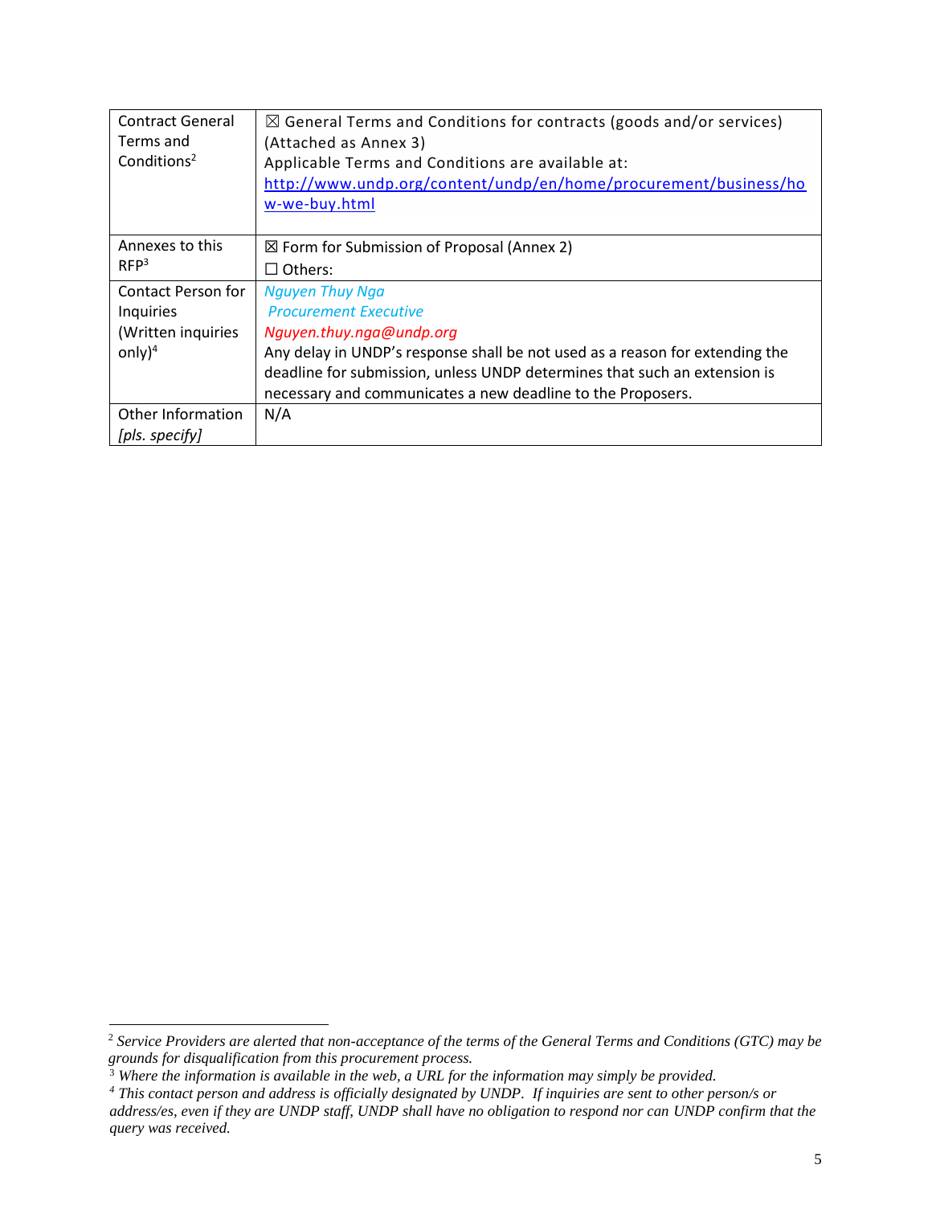| | |
|---|---|
| Contract General Terms and Conditions[2] | ☒ General Terms and Conditions for contracts (goods and/or services) (Attached as Annex 3)<br>Applicable Terms and Conditions are available at: [http://www.undp.org/content/undp/en/home/procurement/business/how-we-buy.html](http://www.undp.org/content/undp/en/home/procurement/business/how-we-buy.html) |
| Annexes to this RFP[3] | ☒ Form for Submission of Proposal (Annex 2)<br>☐ Others: |
| Contact Person for Inquiries (Written inquiries only)[4] | *Nguyen Thuy Nga*<br>*Procurement Executive*<br>*Nguyen.thuy.nga@undp.org*<br>Any delay in UNDP's response shall be not used as a reason for extending the deadline for submission, unless UNDP determines that such an extension is necessary and communicates a new deadline to the Proposers. |
| Other Information *[pls. specify]* | N/A |

---

[2] *Service Providers are alerted that non-acceptance of the terms of the General Terms and Conditions (GTC) may be grounds for disqualification from this procurement process.*

[3] *Where the information is available in the web, a URL for the information may simply be provided.*

[4] *This contact person and address is officially designated by UNDP. If inquiries are sent to other person/s or address/es, even if they are UNDP staff, UNDP shall have no obligation to respond nor can UNDP confirm that the query was received.*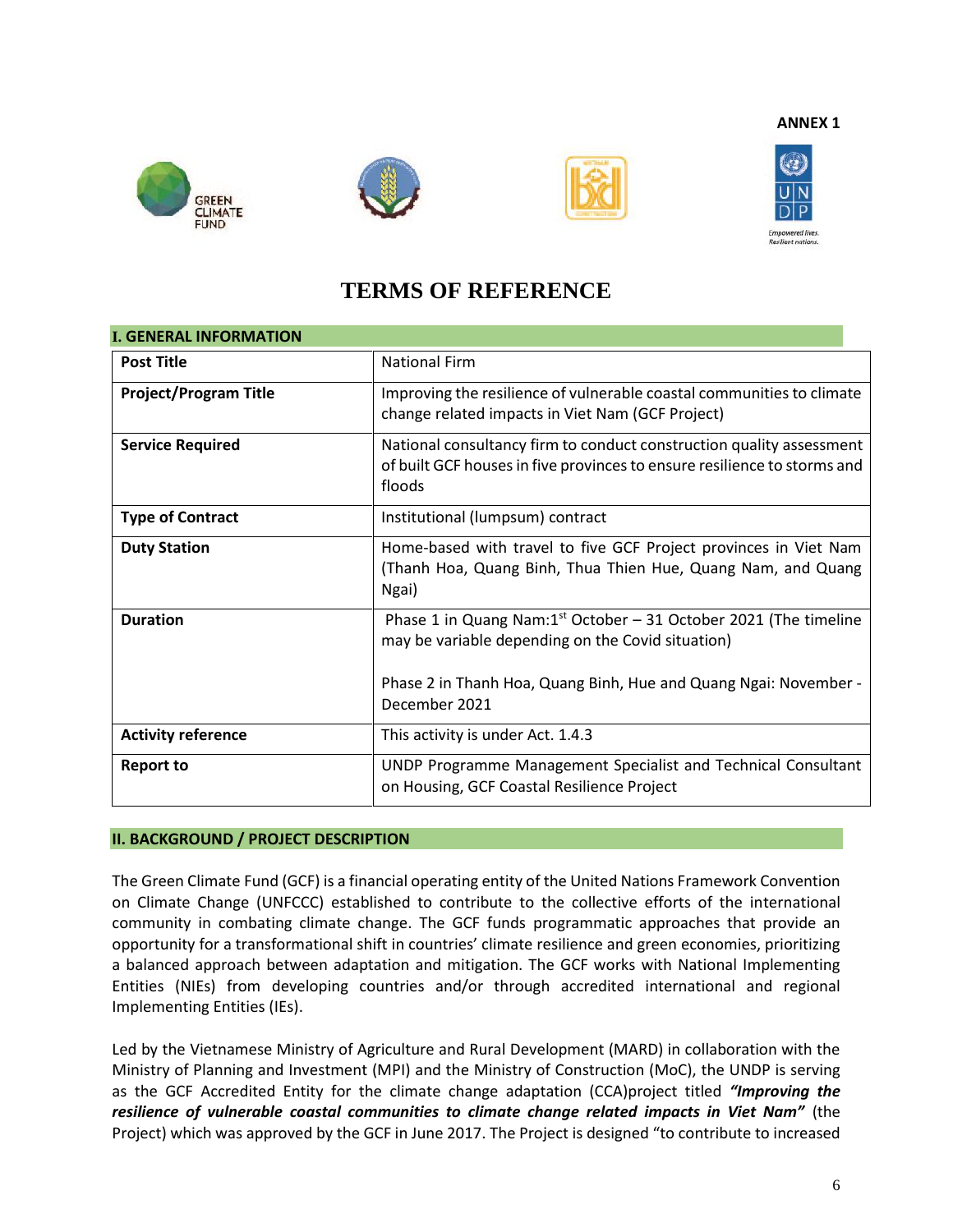ANNEX 1

# TERMS OF REFERENCE

## I. GENERAL INFORMATION

| | |
|---|---|
| **Post Title** | National Firm |
| **Project/Program Title** | Improving the resilience of vulnerable coastal communities to climate change related impacts in Viet Nam (GCF Project) |
| **Service Required** | National consultancy firm to conduct construction quality assessment of built GCF houses in five provinces to ensure resilience to storms and floods |
| **Type of Contract** | Institutional (lumpsum) contract |
| **Duty Station** | Home-based with travel to five GCF Project provinces in Viet Nam (Thanh Hoa, Quang Binh, Thua Thien Hue, Quang Nam, and Quang Ngai) |
| **Duration** | Phase 1 in Quang Nam:1st October – 31 October 2021 (The timeline may be variable depending on the Covid situation)<br><br>Phase 2 in Thanh Hoa, Quang Binh, Hue and Quang Ngai: November - December 2021 |
| **Activity reference** | This activity is under Act. 1.4.3 |
| **Report to** | UNDP Programme Management Specialist and Technical Consultant on Housing, GCF Coastal Resilience Project |

## II. BACKGROUND / PROJECT DESCRIPTION

The Green Climate Fund (GCF) is a financial operating entity of the United Nations Framework Convention on Climate Change (UNFCCC) established to contribute to the collective efforts of the international community in combating climate change. The GCF funds programmatic approaches that provide an opportunity for a transformational shift in countries' climate resilience and green economies, prioritizing a balanced approach between adaptation and mitigation. The GCF works with National Implementing Entities (NIEs) from developing countries and/or through accredited international and regional Implementing Entities (IEs).

Led by the Vietnamese Ministry of Agriculture and Rural Development (MARD) in collaboration with the Ministry of Planning and Investment (MPI) and the Ministry of Construction (MoC), the UNDP is serving as the GCF Accredited Entity for the climate change adaptation (CCA)project titled ***"Improving the resilience of vulnerable coastal communities to climate change related impacts in Viet Nam"*** (the Project) which was approved by the GCF in June 2017. The Project is designed "to contribute to increased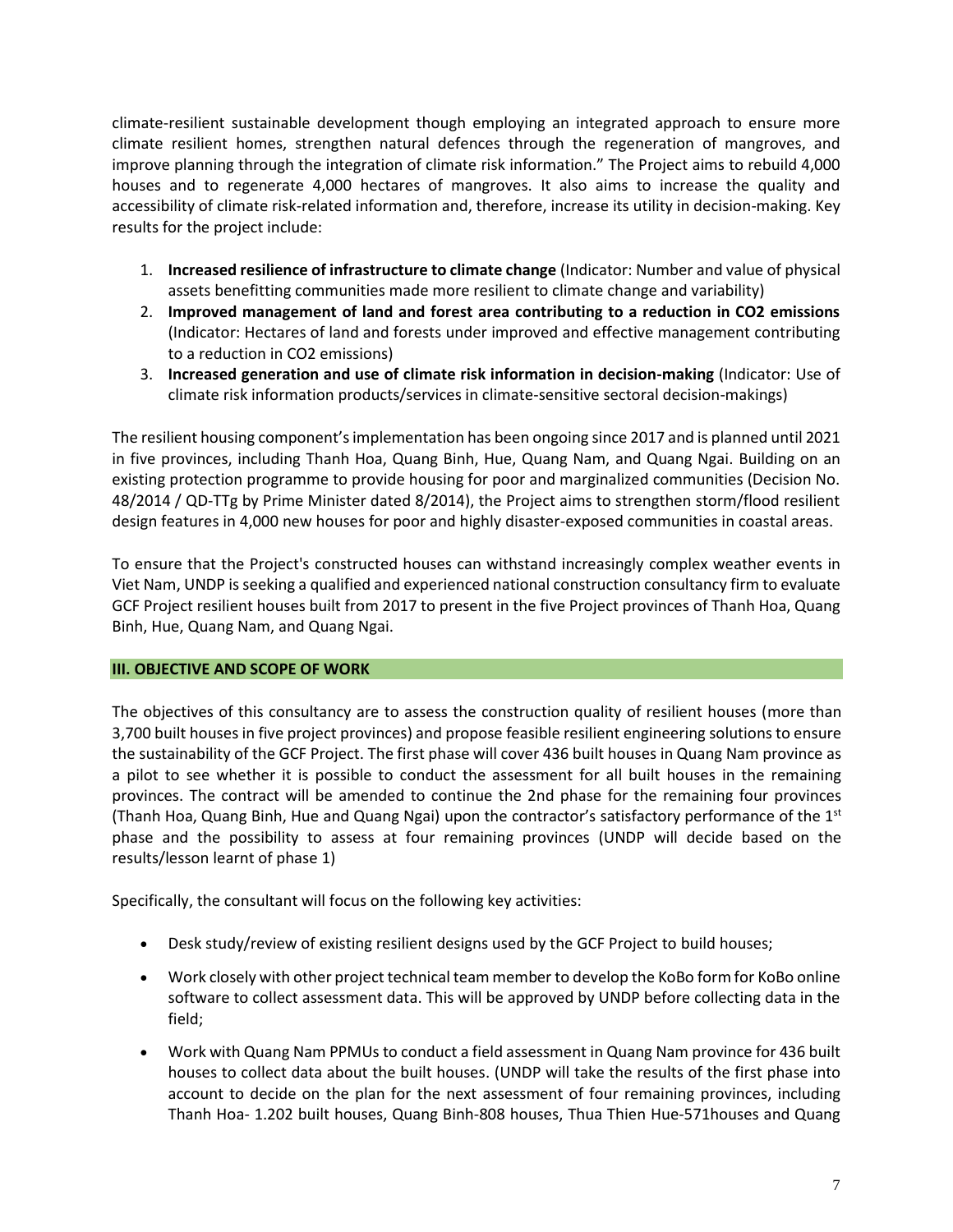climate-resilient sustainable development though employing an integrated approach to ensure more climate resilient homes, strengthen natural defences through the regeneration of mangroves, and improve planning through the integration of climate risk information." The Project aims to rebuild 4,000 houses and to regenerate 4,000 hectares of mangroves. It also aims to increase the quality and accessibility of climate risk-related information and, therefore, increase its utility in decision-making. Key results for the project include:

1. **Increased resilience of infrastructure to climate change** (Indicator: Number and value of physical assets benefitting communities made more resilient to climate change and variability)
2. **Improved management of land and forest area contributing to a reduction in CO2 emissions** (Indicator: Hectares of land and forests under improved and effective management contributing to a reduction in CO2 emissions)
3. **Increased generation and use of climate risk information in decision-making** (Indicator: Use of climate risk information products/services in climate-sensitive sectoral decision-makings)

The resilient housing component's implementation has been ongoing since 2017 and is planned until 2021 in five provinces, including Thanh Hoa, Quang Binh, Hue, Quang Nam, and Quang Ngai. Building on an existing protection programme to provide housing for poor and marginalized communities (Decision No. 48/2014 / QD-TTg by Prime Minister dated 8/2014), the Project aims to strengthen storm/flood resilient design features in 4,000 new houses for poor and highly disaster-exposed communities in coastal areas.

To ensure that the Project's constructed houses can withstand increasingly complex weather events in Viet Nam, UNDP is seeking a qualified and experienced national construction consultancy firm to evaluate GCF Project resilient houses built from 2017 to present in the five Project provinces of Thanh Hoa, Quang Binh, Hue, Quang Nam, and Quang Ngai.

## III. OBJECTIVE AND SCOPE OF WORK

The objectives of this consultancy are to assess the construction quality of resilient houses (more than 3,700 built houses in five project provinces) and propose feasible resilient engineering solutions to ensure the sustainability of the GCF Project. The first phase will cover 436 built houses in Quang Nam province as a pilot to see whether it is possible to conduct the assessment for all built houses in the remaining provinces. The contract will be amended to continue the 2nd phase for the remaining four provinces (Thanh Hoa, Quang Binh, Hue and Quang Ngai) upon the contractor's satisfactory performance of the 1st phase and the possibility to assess at four remaining provinces (UNDP will decide based on the results/lesson learnt of phase 1)

Specifically, the consultant will focus on the following key activities:

- Desk study/review of existing resilient designs used by the GCF Project to build houses;
- Work closely with other project technical team member to develop the KoBo form for KoBo online software to collect assessment data. This will be approved by UNDP before collecting data in the field;
- Work with Quang Nam PPMUs to conduct a field assessment in Quang Nam province for 436 built houses to collect data about the built houses. (UNDP will take the results of the first phase into account to decide on the plan for the next assessment of four remaining provinces, including Thanh Hoa- 1.202 built houses, Quang Binh-808 houses, Thua Thien Hue-571houses and Quang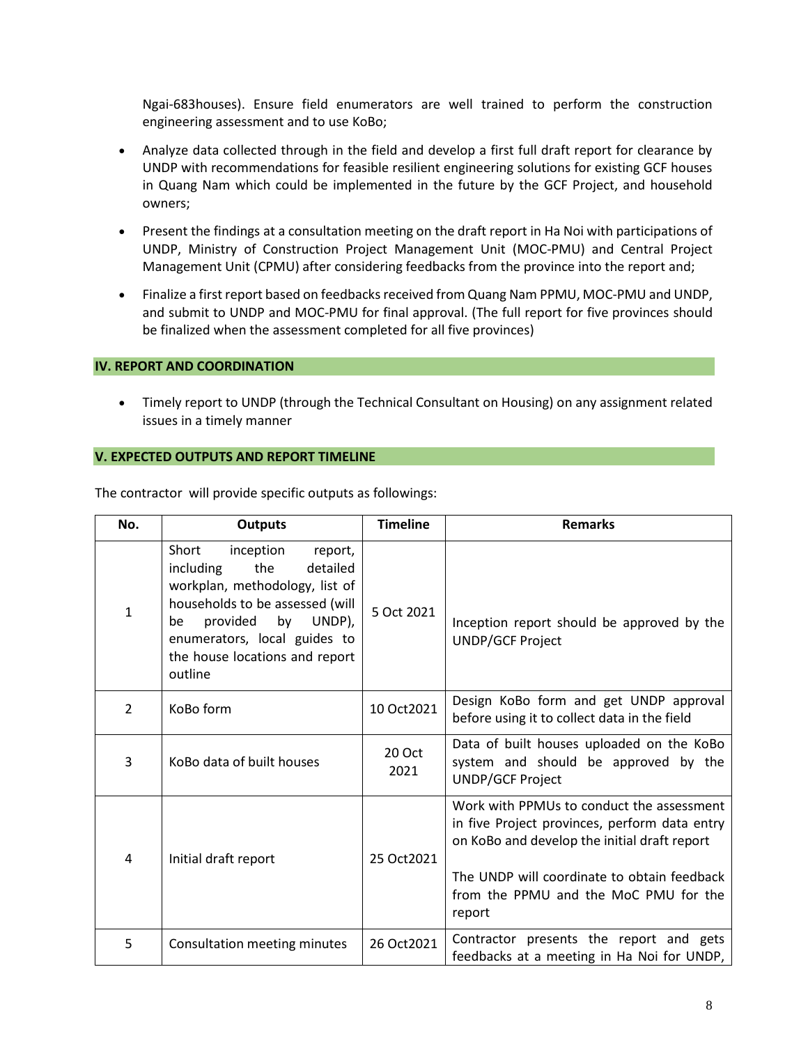Ngai-683houses). Ensure field enumerators are well trained to perform the construction engineering assessment and to use KoBo;

- Analyze data collected through in the field and develop a first full draft report for clearance by UNDP with recommendations for feasible resilient engineering solutions for existing GCF houses in Quang Nam which could be implemented in the future by the GCF Project, and household owners;
- Present the findings at a consultation meeting on the draft report in Ha Noi with participations of UNDP, Ministry of Construction Project Management Unit (MOC-PMU) and Central Project Management Unit (CPMU) after considering feedbacks from the province into the report and;
- Finalize a first report based on feedbacks received from Quang Nam PPMU, MOC-PMU and UNDP, and submit to UNDP and MOC-PMU for final approval. (The full report for five provinces should be finalized when the assessment completed for all five provinces)

## IV. REPORT AND COORDINATION

- Timely report to UNDP (through the Technical Consultant on Housing) on any assignment related issues in a timely manner

## V. EXPECTED OUTPUTS AND REPORT TIMELINE

The contractor will provide specific outputs as followings:

| No. | Outputs | Timeline | Remarks |
|---|---|---|---|
| 1 | Short inception report, including the detailed workplan, methodology, list of households to be assessed (will be provided by UNDP), enumerators, local guides to the house locations and report outline | 5 Oct 2021 | Inception report should be approved by the UNDP/GCF Project |
| 2 | KoBo form | 10 Oct2021 | Design KoBo form and get UNDP approval before using it to collect data in the field |
| 3 | KoBo data of built houses | 20 Oct 2021 | Data of built houses uploaded on the KoBo system and should be approved by the UNDP/GCF Project |
| 4 | Initial draft report | 25 Oct2021 | Work with PPMUs to conduct the assessment in five Project provinces, perform data entry on KoBo and develop the initial draft report<br><br>The UNDP will coordinate to obtain feedback from the PPMU and the MoC PMU for the report |
| 5 | Consultation meeting minutes | 26 Oct2021 | Contractor presents the report and gets feedbacks at a meeting in Ha Noi for UNDP, |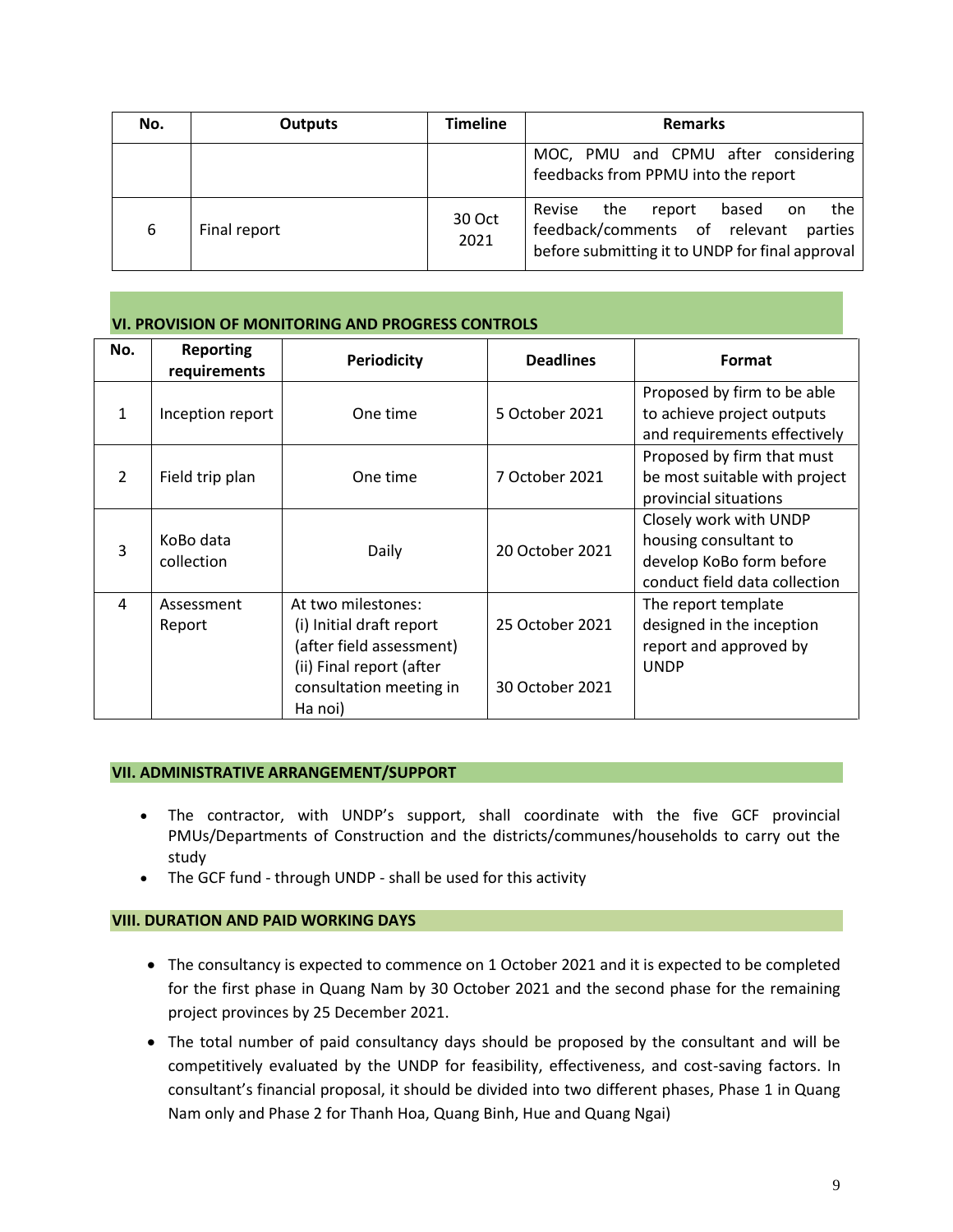| No. | Outputs | Timeline | Remarks |
|---|---|---|---|
| | | | MOC, PMU and CPMU after considering feedbacks from PPMU into the report |
| 6 | Final report | 30 Oct 2021 | Revise the report based on the feedback/comments of relevant parties before submitting it to UNDP for final approval |

## VI. PROVISION OF MONITORING AND PROGRESS CONTROLS

| No. | Reporting requirements | Periodicity | Deadlines | Format |
|---|---|---|---|---|
| 1 | Inception report | One time | 5 October 2021 | Proposed by firm to be able to achieve project outputs and requirements effectively |
| 2 | Field trip plan | One time | 7 October 2021 | Proposed by firm that must be most suitable with project provincial situations |
| 3 | KoBo data collection | Daily | 20 October 2021 | Closely work with UNDP housing consultant to develop KoBo form before conduct field data collection |
| 4 | Assessment Report | At two milestones:<br>(i) Initial draft report (after field assessment)<br>(ii) Final report (after consultation meeting in Ha noi) | 25 October 2021<br><br>30 October 2021 | The report template designed in the inception report and approved by UNDP |

## VII. ADMINISTRATIVE ARRANGEMENT/SUPPORT

- The contractor, with UNDP's support, shall coordinate with the five GCF provincial PMUs/Departments of Construction and the districts/communes/households to carry out the study
- The GCF fund - through UNDP - shall be used for this activity

## VIII. DURATION AND PAID WORKING DAYS

- The consultancy is expected to commence on 1 October 2021 and it is expected to be completed for the first phase in Quang Nam by 30 October 2021 and the second phase for the remaining project provinces by 25 December 2021.
- The total number of paid consultancy days should be proposed by the consultant and will be competitively evaluated by the UNDP for feasibility, effectiveness, and cost-saving factors. In consultant's financial proposal, it should be divided into two different phases, Phase 1 in Quang Nam only and Phase 2 for Thanh Hoa, Quang Binh, Hue and Quang Ngai)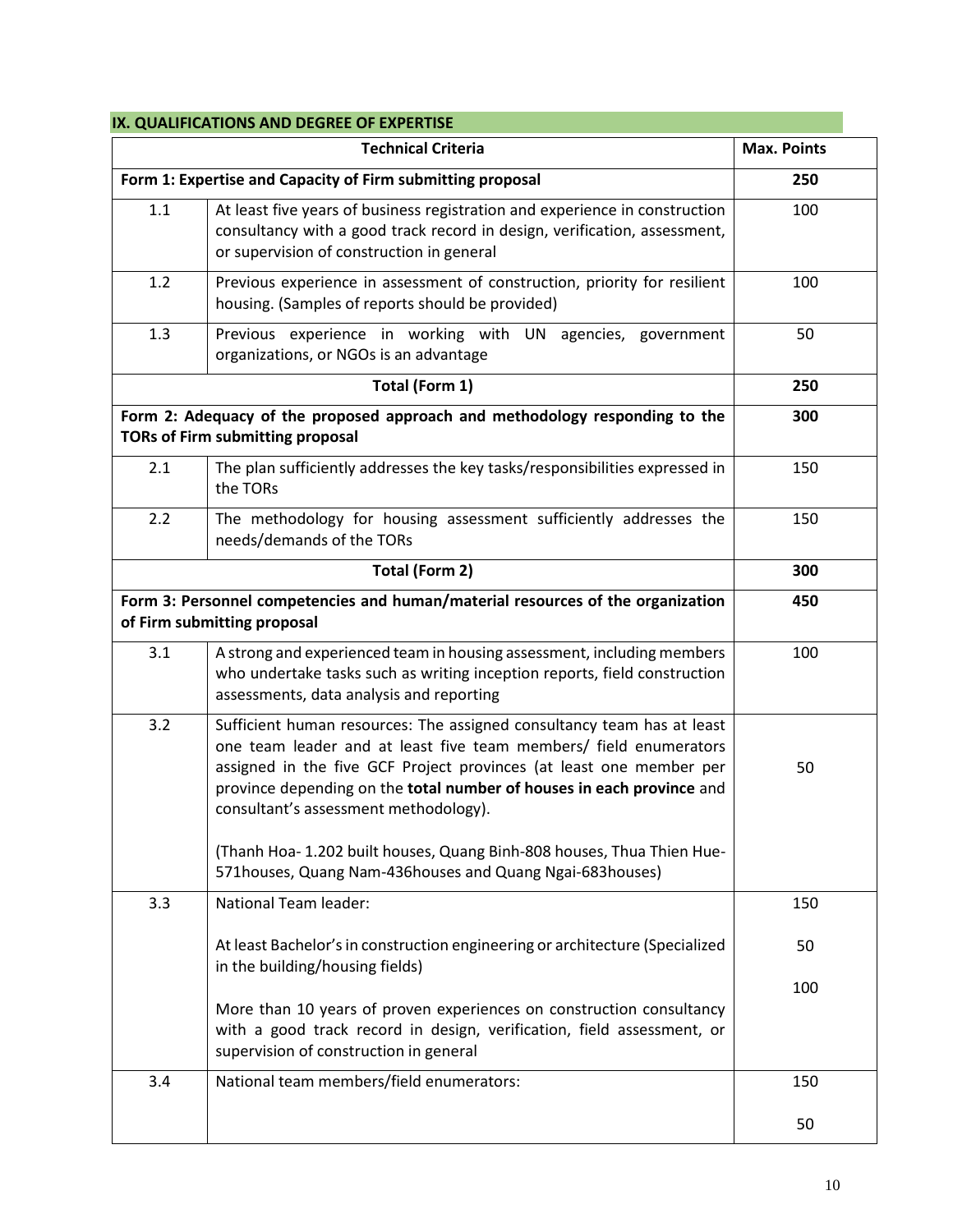## IX. QUALIFICATIONS AND DEGREE OF EXPERTISE

| Technical Criteria | | Max. Points |
|---|---|---|
| **Form 1: Expertise and Capacity of Firm submitting proposal** | | **250** |
| 1.1 | At least five years of business registration and experience in construction consultancy with a good track record in design, verification, assessment, or supervision of construction in general | 100 |
| 1.2 | Previous experience in assessment of construction, priority for resilient housing. (Samples of reports should be provided) | 100 |
| 1.3 | Previous experience in working with UN agencies, government organizations, or NGOs is an advantage | 50 |
| **Total (Form 1)** | | **250** |
| **Form 2: Adequacy of the proposed approach and methodology responding to the TORs of Firm submitting proposal** | | **300** |
| 2.1 | The plan sufficiently addresses the key tasks/responsibilities expressed in the TORs | 150 |
| 2.2 | The methodology for housing assessment sufficiently addresses the needs/demands of the TORs | 150 |
| **Total (Form 2)** | | **300** |
| **Form 3: Personnel competencies and human/material resources of the organization of Firm submitting proposal** | | **450** |
| 3.1 | A strong and experienced team in housing assessment, including members who undertake tasks such as writing inception reports, field construction assessments, data analysis and reporting | 100 |
| 3.2 | Sufficient human resources: The assigned consultancy team has at least one team leader and at least five team members/ field enumerators assigned in the five GCF Project provinces (at least one member per province depending on the **total number of houses in each province** and consultant's assessment methodology).<br><br>(Thanh Hoa- 1.202 built houses, Quang Binh-808 houses, Thua Thien Hue-571houses, Quang Nam-436houses and Quang Ngai-683houses) | 50 |
| 3.3 | National Team leader:<br><br>At least Bachelor's in construction engineering or architecture (Specialized in the building/housing fields)<br><br>More than 10 years of proven experiences on construction consultancy with a good track record in design, verification, field assessment, or supervision of construction in general | 150<br><br>50<br><br>100 |
| 3.4 | National team members/field enumerators: | 150<br><br>50 |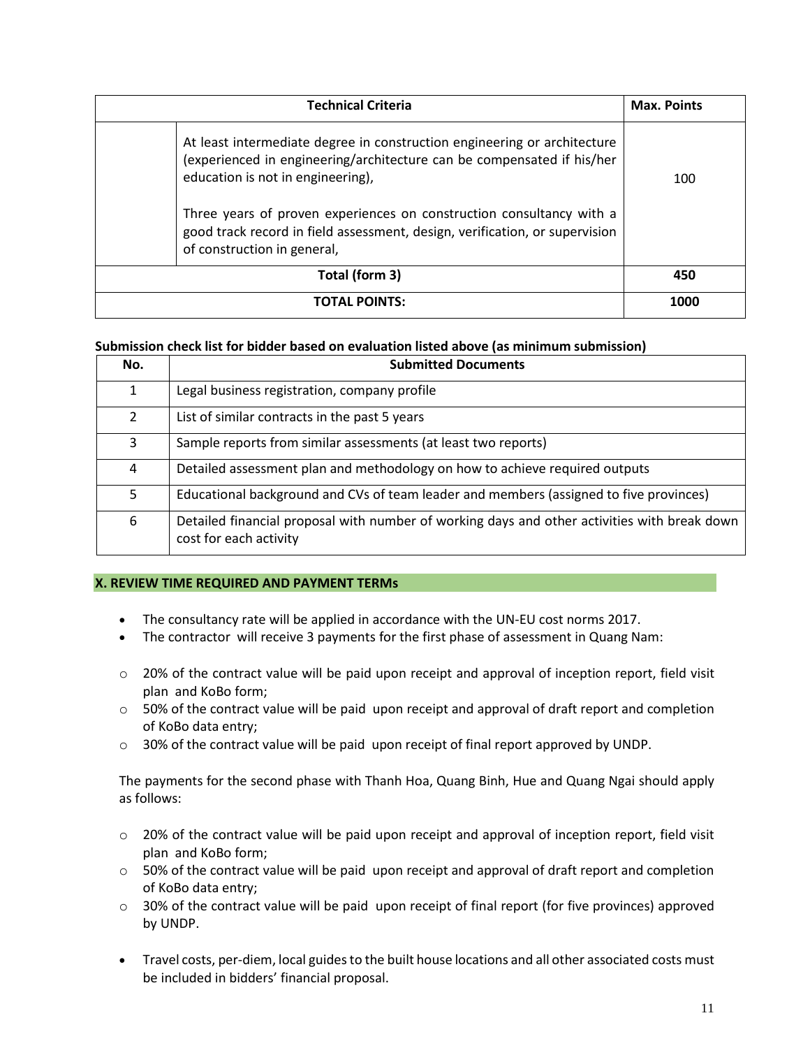| Technical Criteria | | Max. Points |
|---|---|---|
| | At least intermediate degree in construction engineering or architecture (experienced in engineering/architecture can be compensated if his/her education is not in engineering),<br><br>Three years of proven experiences on construction consultancy with a good track record in field assessment, design, verification, or supervision of construction in general, | 100 |
| Total (form 3) | | 450 |
| TOTAL POINTS: | | 1000 |

**Submission check list for bidder based on evaluation listed above (as minimum submission)**

| No. | Submitted Documents |
|---|---|
| 1 | Legal business registration, company profile |
| 2 | List of similar contracts in the past 5 years |
| 3 | Sample reports from similar assessments (at least two reports) |
| 4 | Detailed assessment plan and methodology on how to achieve required outputs |
| 5 | Educational background and CVs of team leader and members (assigned to five provinces) |
| 6 | Detailed financial proposal with number of working days and other activities with break down cost for each activity |

## X. REVIEW TIME REQUIRED AND PAYMENT TERMs

- The consultancy rate will be applied in accordance with the UN-EU cost norms 2017.
- The contractor will receive 3 payments for the first phase of assessment in Quang Nam:

  - 20% of the contract value will be paid upon receipt and approval of inception report, field visit plan and KoBo form;
  - 50% of the contract value will be paid upon receipt and approval of draft report and completion of KoBo data entry;
  - 30% of the contract value will be paid upon receipt of final report approved by UNDP.

  The payments for the second phase with Thanh Hoa, Quang Binh, Hue and Quang Ngai should apply as follows:

  - 20% of the contract value will be paid upon receipt and approval of inception report, field visit plan and KoBo form;
  - 50% of the contract value will be paid upon receipt and approval of draft report and completion of KoBo data entry;
  - 30% of the contract value will be paid upon receipt of final report (for five provinces) approved by UNDP.

- Travel costs, per-diem, local guides to the built house locations and all other associated costs must be included in bidders' financial proposal.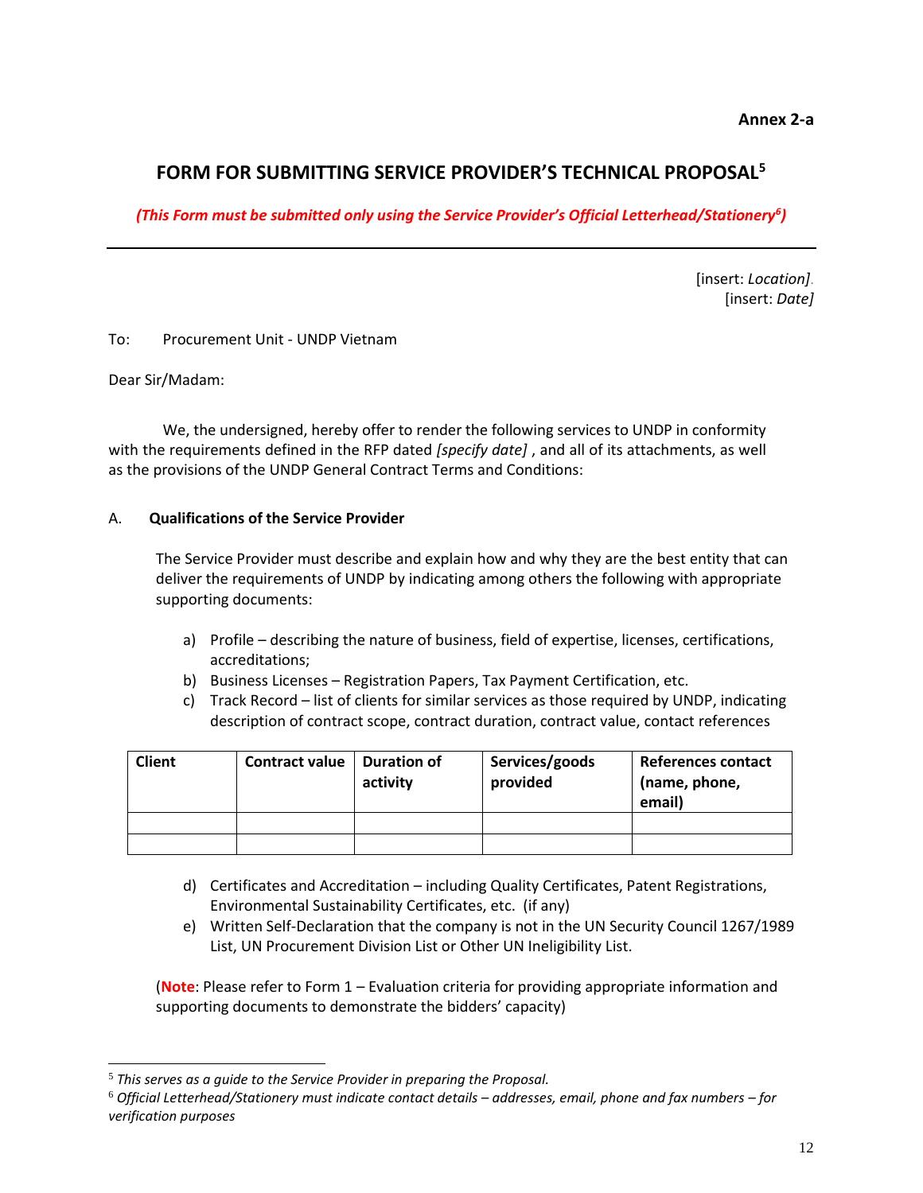**Annex 2-a**

## FORM FOR SUBMITTING SERVICE PROVIDER'S TECHNICAL PROPOSAL[5]

***(This Form must be submitted only using the Service Provider's Official Letterhead/Stationery[6])***

---

[insert: *Location]*.
[insert: *Date]*

To: Procurement Unit - UNDP Vietnam

Dear Sir/Madam:

We, the undersigned, hereby offer to render the following services to UNDP in conformity with the requirements defined in the RFP dated *[specify date]* , and all of its attachments, as well as the provisions of the UNDP General Contract Terms and Conditions:

A. **Qualifications of the Service Provider**

The Service Provider must describe and explain how and why they are the best entity that can deliver the requirements of UNDP by indicating among others the following with appropriate supporting documents:

a) Profile – describing the nature of business, field of expertise, licenses, certifications, accreditations;
b) Business Licenses – Registration Papers, Tax Payment Certification, etc.
c) Track Record – list of clients for similar services as those required by UNDP, indicating description of contract scope, contract duration, contract value, contact references

| Client | Contract value | Duration of activity | Services/goods provided | References contact (name, phone, email) |
|---|---|---|---|---|
| | | | | |
| | | | | |

d) Certificates and Accreditation – including Quality Certificates, Patent Registrations, Environmental Sustainability Certificates, etc. (if any)
e) Written Self-Declaration that the company is not in the UN Security Council 1267/1989 List, UN Procurement Division List or Other UN Ineligibility List.

(**Note**: Please refer to Form 1 – Evaluation criteria for providing appropriate information and supporting documents to demonstrate the bidders' capacity)

---

[5] *This serves as a guide to the Service Provider in preparing the Proposal.*
[6] *Official Letterhead/Stationery must indicate contact details – addresses, email, phone and fax numbers – for verification purposes*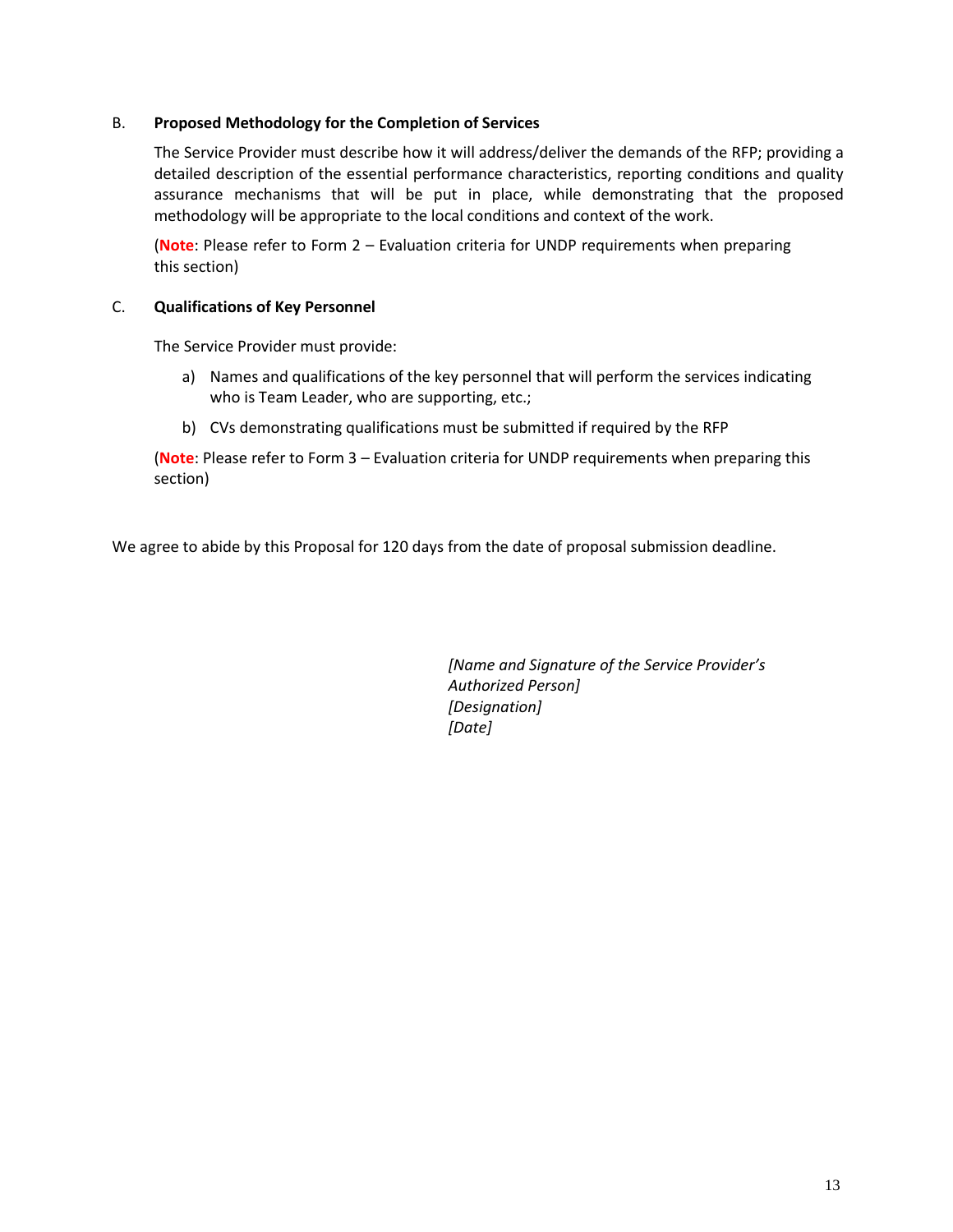B. **Proposed Methodology for the Completion of Services**

The Service Provider must describe how it will address/deliver the demands of the RFP; providing a detailed description of the essential performance characteristics, reporting conditions and quality assurance mechanisms that will be put in place, while demonstrating that the proposed methodology will be appropriate to the local conditions and context of the work.

(**Note**: Please refer to Form 2 – Evaluation criteria for UNDP requirements when preparing this section)

C. **Qualifications of Key Personnel**

The Service Provider must provide:

a) Names and qualifications of the key personnel that will perform the services indicating who is Team Leader, who are supporting, etc.;

b) CVs demonstrating qualifications must be submitted if required by the RFP

(**Note**: Please refer to Form 3 – Evaluation criteria for UNDP requirements when preparing this section)

We agree to abide by this Proposal for 120 days from the date of proposal submission deadline.

*[Name and Signature of the Service Provider's Authorized Person]*
*[Designation]*
*[Date]*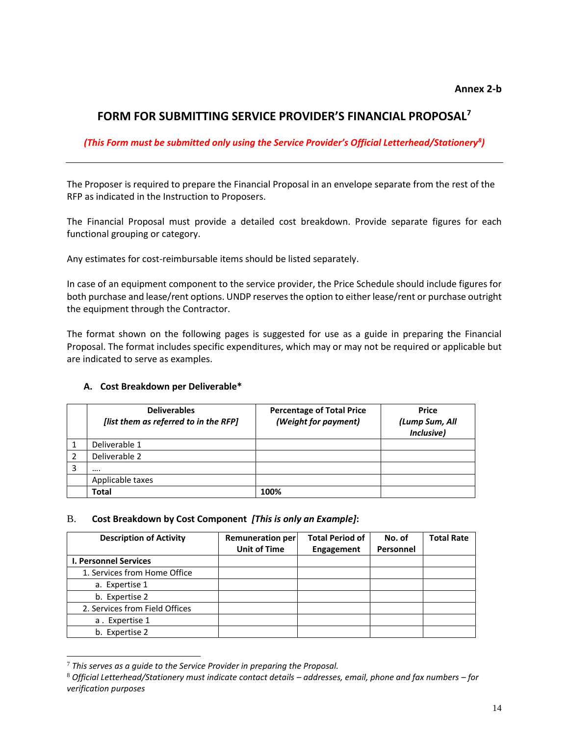**Annex 2-b**

# FORM FOR SUBMITTING SERVICE PROVIDER'S FINANCIAL PROPOSAL[7]

*(This Form must be submitted only using the Service Provider's Official Letterhead/Stationery[8])*

---

The Proposer is required to prepare the Financial Proposal in an envelope separate from the rest of the RFP as indicated in the Instruction to Proposers.

The Financial Proposal must provide a detailed cost breakdown. Provide separate figures for each functional grouping or category.

Any estimates for cost-reimbursable items should be listed separately.

In case of an equipment component to the service provider, the Price Schedule should include figures for both purchase and lease/rent options. UNDP reserves the option to either lease/rent or purchase outright the equipment through the Contractor.

The format shown on the following pages is suggested for use as a guide in preparing the Financial Proposal. The format includes specific expenditures, which may or may not be required or applicable but are indicated to serve as examples.

**A. Cost Breakdown per Deliverable***

| | **Deliverables** *[list them as referred to in the RFP]* | **Percentage of Total Price** *(Weight for payment)* | **Price** *(Lump Sum, All Inclusive)* |
|---|---|---|---|
| 1 | Deliverable 1 | | |
| 2 | Deliverable 2 | | |
| 3 | …. | | |
| | Applicable taxes | | |
| | **Total** | **100%** | |

**B. Cost Breakdown by Cost Component *[This is only an Example]*:**

| **Description of Activity** | **Remuneration per Unit of Time** | **Total Period of Engagement** | **No. of Personnel** | **Total Rate** |
|---|---|---|---|---|
| **I. Personnel Services** | | | | |
| 1. Services from Home Office | | | | |
| a. Expertise 1 | | | | |
| b. Expertise 2 | | | | |
| 2. Services from Field Offices | | | | |
| a . Expertise 1 | | | | |
| b. Expertise 2 | | | | |

---

[7] *This serves as a guide to the Service Provider in preparing the Proposal.*

[8] *Official Letterhead/Stationery must indicate contact details – addresses, email, phone and fax numbers – for verification purposes*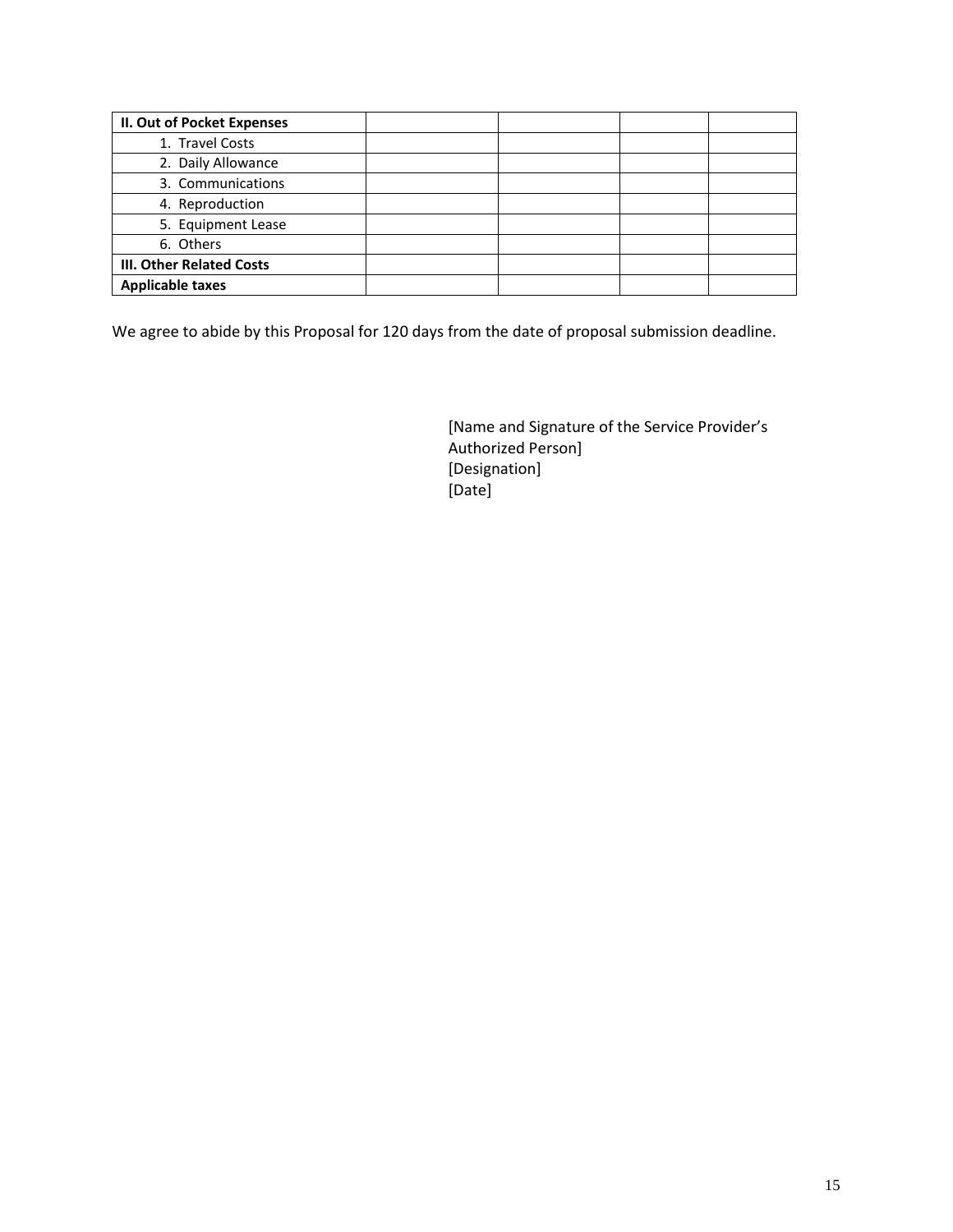| **II. Out of Pocket Expenses** | | | | |
|---|---|---|---|---|
| 1. Travel Costs | | | | |
| 2. Daily Allowance | | | | |
| 3. Communications | | | | |
| 4. Reproduction | | | | |
| 5. Equipment Lease | | | | |
| 6. Others | | | | |
| **III. Other Related Costs** | | | | |
| **Applicable taxes** | | | | |

We agree to abide by this Proposal for 120 days from the date of proposal submission deadline.

[Name and Signature of the Service Provider's Authorized Person]
[Designation]
[Date]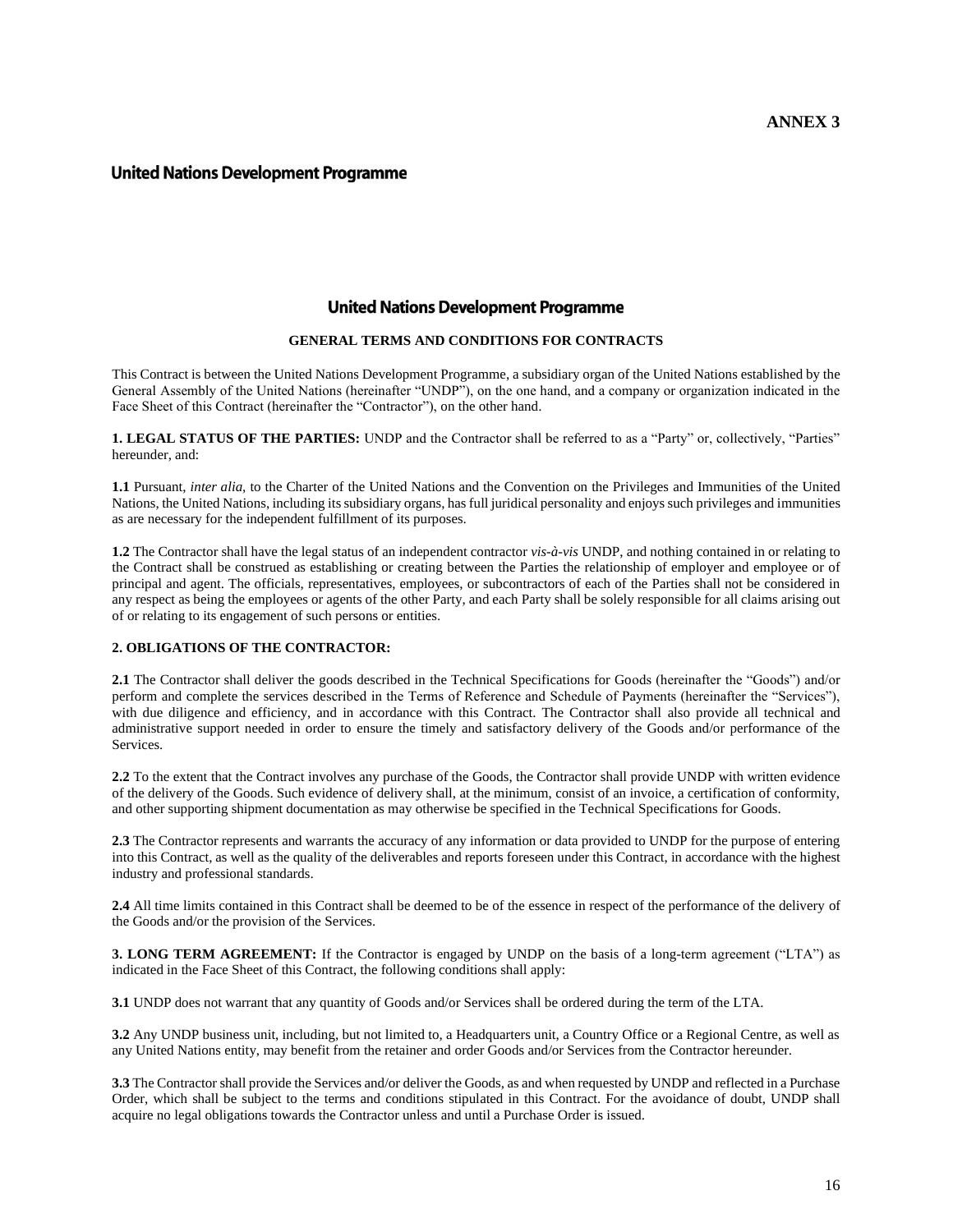**ANNEX 3**

**United Nations Development Programme**

## United Nations Development Programme

### GENERAL TERMS AND CONDITIONS FOR CONTRACTS

This Contract is between the United Nations Development Programme, a subsidiary organ of the United Nations established by the General Assembly of the United Nations (hereinafter "UNDP"), on the one hand, and a company or organization indicated in the Face Sheet of this Contract (hereinafter the "Contractor"), on the other hand.

**1. LEGAL STATUS OF THE PARTIES:** UNDP and the Contractor shall be referred to as a "Party" or, collectively, "Parties" hereunder, and:

**1.1** Pursuant, *inter alia*, to the Charter of the United Nations and the Convention on the Privileges and Immunities of the United Nations, the United Nations, including its subsidiary organs, has full juridical personality and enjoys such privileges and immunities as are necessary for the independent fulfillment of its purposes.

**1.2** The Contractor shall have the legal status of an independent contractor *vis-à-vis* UNDP, and nothing contained in or relating to the Contract shall be construed as establishing or creating between the Parties the relationship of employer and employee or of principal and agent. The officials, representatives, employees, or subcontractors of each of the Parties shall not be considered in any respect as being the employees or agents of the other Party, and each Party shall be solely responsible for all claims arising out of or relating to its engagement of such persons or entities.

**2. OBLIGATIONS OF THE CONTRACTOR:**

**2.1** The Contractor shall deliver the goods described in the Technical Specifications for Goods (hereinafter the "Goods") and/or perform and complete the services described in the Terms of Reference and Schedule of Payments (hereinafter the "Services"), with due diligence and efficiency, and in accordance with this Contract. The Contractor shall also provide all technical and administrative support needed in order to ensure the timely and satisfactory delivery of the Goods and/or performance of the Services.

**2.2** To the extent that the Contract involves any purchase of the Goods, the Contractor shall provide UNDP with written evidence of the delivery of the Goods. Such evidence of delivery shall, at the minimum, consist of an invoice, a certification of conformity, and other supporting shipment documentation as may otherwise be specified in the Technical Specifications for Goods.

**2.3** The Contractor represents and warrants the accuracy of any information or data provided to UNDP for the purpose of entering into this Contract, as well as the quality of the deliverables and reports foreseen under this Contract, in accordance with the highest industry and professional standards.

**2.4** All time limits contained in this Contract shall be deemed to be of the essence in respect of the performance of the delivery of the Goods and/or the provision of the Services.

**3. LONG TERM AGREEMENT:** If the Contractor is engaged by UNDP on the basis of a long-term agreement ("LTA") as indicated in the Face Sheet of this Contract, the following conditions shall apply:

**3.1** UNDP does not warrant that any quantity of Goods and/or Services shall be ordered during the term of the LTA.

**3.2** Any UNDP business unit, including, but not limited to, a Headquarters unit, a Country Office or a Regional Centre, as well as any United Nations entity, may benefit from the retainer and order Goods and/or Services from the Contractor hereunder.

**3.3** The Contractor shall provide the Services and/or deliver the Goods, as and when requested by UNDP and reflected in a Purchase Order, which shall be subject to the terms and conditions stipulated in this Contract. For the avoidance of doubt, UNDP shall acquire no legal obligations towards the Contractor unless and until a Purchase Order is issued.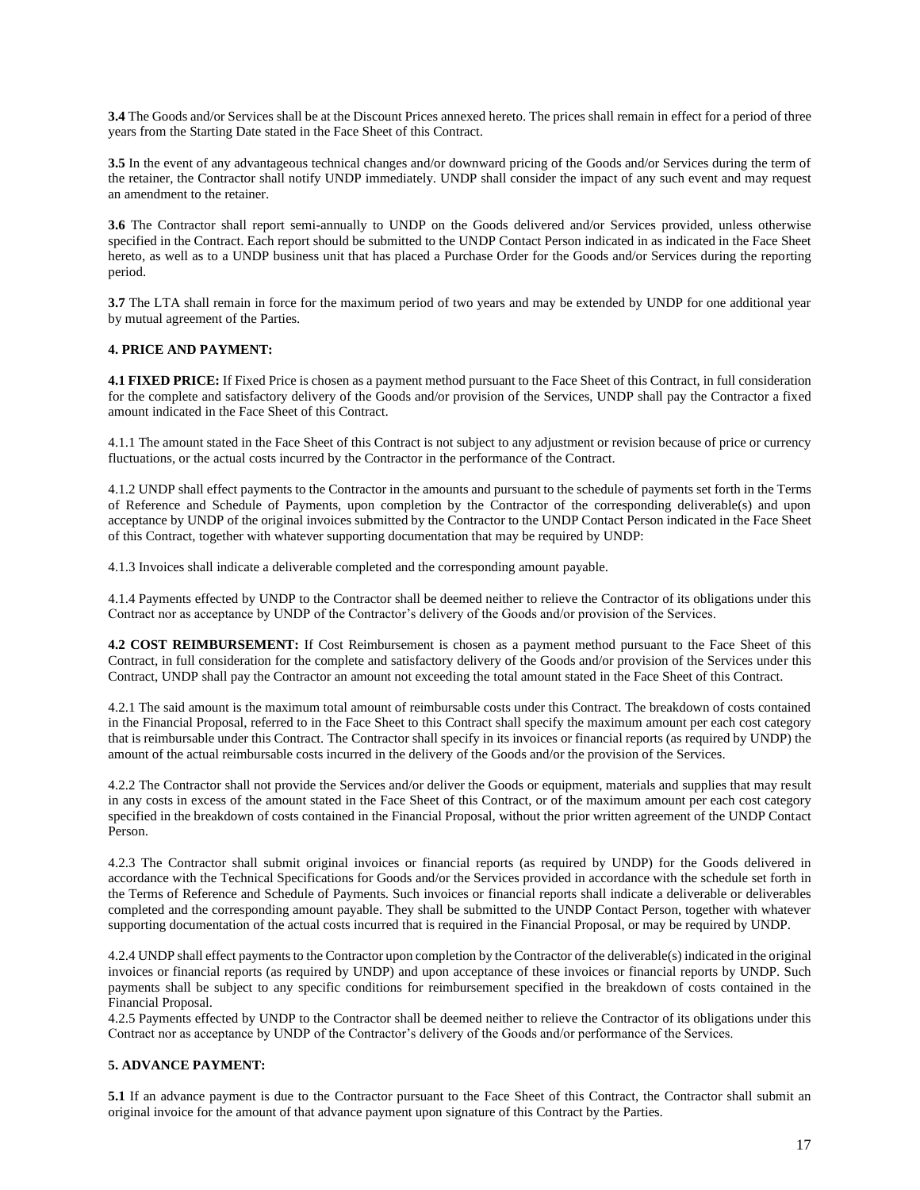**3.4** The Goods and/or Services shall be at the Discount Prices annexed hereto. The prices shall remain in effect for a period of three years from the Starting Date stated in the Face Sheet of this Contract.

**3.5** In the event of any advantageous technical changes and/or downward pricing of the Goods and/or Services during the term of the retainer, the Contractor shall notify UNDP immediately. UNDP shall consider the impact of any such event and may request an amendment to the retainer.

**3.6** The Contractor shall report semi-annually to UNDP on the Goods delivered and/or Services provided, unless otherwise specified in the Contract. Each report should be submitted to the UNDP Contact Person indicated in as indicated in the Face Sheet hereto, as well as to a UNDP business unit that has placed a Purchase Order for the Goods and/or Services during the reporting period.

**3.7** The LTA shall remain in force for the maximum period of two years and may be extended by UNDP for one additional year by mutual agreement of the Parties.

**4. PRICE AND PAYMENT:**

**4.1 FIXED PRICE:** If Fixed Price is chosen as a payment method pursuant to the Face Sheet of this Contract, in full consideration for the complete and satisfactory delivery of the Goods and/or provision of the Services, UNDP shall pay the Contractor a fixed amount indicated in the Face Sheet of this Contract.

4.1.1 The amount stated in the Face Sheet of this Contract is not subject to any adjustment or revision because of price or currency fluctuations, or the actual costs incurred by the Contractor in the performance of the Contract.

4.1.2 UNDP shall effect payments to the Contractor in the amounts and pursuant to the schedule of payments set forth in the Terms of Reference and Schedule of Payments, upon completion by the Contractor of the corresponding deliverable(s) and upon acceptance by UNDP of the original invoices submitted by the Contractor to the UNDP Contact Person indicated in the Face Sheet of this Contract, together with whatever supporting documentation that may be required by UNDP:

4.1.3 Invoices shall indicate a deliverable completed and the corresponding amount payable.

4.1.4 Payments effected by UNDP to the Contractor shall be deemed neither to relieve the Contractor of its obligations under this Contract nor as acceptance by UNDP of the Contractor's delivery of the Goods and/or provision of the Services.

**4.2 COST REIMBURSEMENT:** If Cost Reimbursement is chosen as a payment method pursuant to the Face Sheet of this Contract, in full consideration for the complete and satisfactory delivery of the Goods and/or provision of the Services under this Contract, UNDP shall pay the Contractor an amount not exceeding the total amount stated in the Face Sheet of this Contract.

4.2.1 The said amount is the maximum total amount of reimbursable costs under this Contract. The breakdown of costs contained in the Financial Proposal, referred to in the Face Sheet to this Contract shall specify the maximum amount per each cost category that is reimbursable under this Contract. The Contractor shall specify in its invoices or financial reports (as required by UNDP) the amount of the actual reimbursable costs incurred in the delivery of the Goods and/or the provision of the Services.

4.2.2 The Contractor shall not provide the Services and/or deliver the Goods or equipment, materials and supplies that may result in any costs in excess of the amount stated in the Face Sheet of this Contract, or of the maximum amount per each cost category specified in the breakdown of costs contained in the Financial Proposal, without the prior written agreement of the UNDP Contact Person.

4.2.3 The Contractor shall submit original invoices or financial reports (as required by UNDP) for the Goods delivered in accordance with the Technical Specifications for Goods and/or the Services provided in accordance with the schedule set forth in the Terms of Reference and Schedule of Payments. Such invoices or financial reports shall indicate a deliverable or deliverables completed and the corresponding amount payable. They shall be submitted to the UNDP Contact Person, together with whatever supporting documentation of the actual costs incurred that is required in the Financial Proposal, or may be required by UNDP.

4.2.4 UNDP shall effect payments to the Contractor upon completion by the Contractor of the deliverable(s) indicated in the original invoices or financial reports (as required by UNDP) and upon acceptance of these invoices or financial reports by UNDP. Such payments shall be subject to any specific conditions for reimbursement specified in the breakdown of costs contained in the Financial Proposal.

4.2.5 Payments effected by UNDP to the Contractor shall be deemed neither to relieve the Contractor of its obligations under this Contract nor as acceptance by UNDP of the Contractor's delivery of the Goods and/or performance of the Services.

**5. ADVANCE PAYMENT:**

**5.1** If an advance payment is due to the Contractor pursuant to the Face Sheet of this Contract, the Contractor shall submit an original invoice for the amount of that advance payment upon signature of this Contract by the Parties.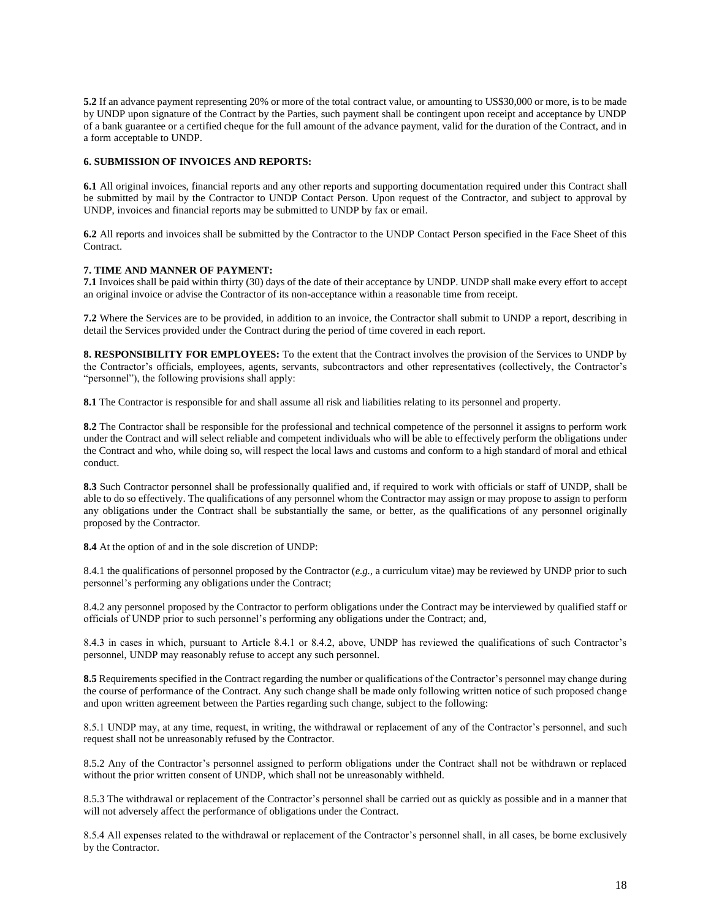**5.2** If an advance payment representing 20% or more of the total contract value, or amounting to US$30,000 or more, is to be made by UNDP upon signature of the Contract by the Parties, such payment shall be contingent upon receipt and acceptance by UNDP of a bank guarantee or a certified cheque for the full amount of the advance payment, valid for the duration of the Contract, and in a form acceptable to UNDP.

**6. SUBMISSION OF INVOICES AND REPORTS:**

**6.1** All original invoices, financial reports and any other reports and supporting documentation required under this Contract shall be submitted by mail by the Contractor to UNDP Contact Person. Upon request of the Contractor, and subject to approval by UNDP, invoices and financial reports may be submitted to UNDP by fax or email.

**6.2** All reports and invoices shall be submitted by the Contractor to the UNDP Contact Person specified in the Face Sheet of this Contract.

**7. TIME AND MANNER OF PAYMENT:**

**7.1** Invoices shall be paid within thirty (30) days of the date of their acceptance by UNDP. UNDP shall make every effort to accept an original invoice or advise the Contractor of its non-acceptance within a reasonable time from receipt.

**7.2** Where the Services are to be provided, in addition to an invoice, the Contractor shall submit to UNDP a report, describing in detail the Services provided under the Contract during the period of time covered in each report.

**8. RESPONSIBILITY FOR EMPLOYEES:** To the extent that the Contract involves the provision of the Services to UNDP by the Contractor's officials, employees, agents, servants, subcontractors and other representatives (collectively, the Contractor's "personnel"), the following provisions shall apply:

**8.1** The Contractor is responsible for and shall assume all risk and liabilities relating to its personnel and property.

**8.2** The Contractor shall be responsible for the professional and technical competence of the personnel it assigns to perform work under the Contract and will select reliable and competent individuals who will be able to effectively perform the obligations under the Contract and who, while doing so, will respect the local laws and customs and conform to a high standard of moral and ethical conduct.

**8.3** Such Contractor personnel shall be professionally qualified and, if required to work with officials or staff of UNDP, shall be able to do so effectively. The qualifications of any personnel whom the Contractor may assign or may propose to assign to perform any obligations under the Contract shall be substantially the same, or better, as the qualifications of any personnel originally proposed by the Contractor.

**8.4** At the option of and in the sole discretion of UNDP:

8.4.1 the qualifications of personnel proposed by the Contractor (*e.g.*, a curriculum vitae) may be reviewed by UNDP prior to such personnel's performing any obligations under the Contract;

8.4.2 any personnel proposed by the Contractor to perform obligations under the Contract may be interviewed by qualified staff or officials of UNDP prior to such personnel's performing any obligations under the Contract; and,

8.4.3 in cases in which, pursuant to Article 8.4.1 or 8.4.2, above, UNDP has reviewed the qualifications of such Contractor's personnel, UNDP may reasonably refuse to accept any such personnel.

**8.5** Requirements specified in the Contract regarding the number or qualifications of the Contractor's personnel may change during the course of performance of the Contract. Any such change shall be made only following written notice of such proposed change and upon written agreement between the Parties regarding such change, subject to the following:

8.5.1 UNDP may, at any time, request, in writing, the withdrawal or replacement of any of the Contractor's personnel, and such request shall not be unreasonably refused by the Contractor.

8.5.2 Any of the Contractor's personnel assigned to perform obligations under the Contract shall not be withdrawn or replaced without the prior written consent of UNDP, which shall not be unreasonably withheld.

8.5.3 The withdrawal or replacement of the Contractor's personnel shall be carried out as quickly as possible and in a manner that will not adversely affect the performance of obligations under the Contract.

8.5.4 All expenses related to the withdrawal or replacement of the Contractor's personnel shall, in all cases, be borne exclusively by the Contractor.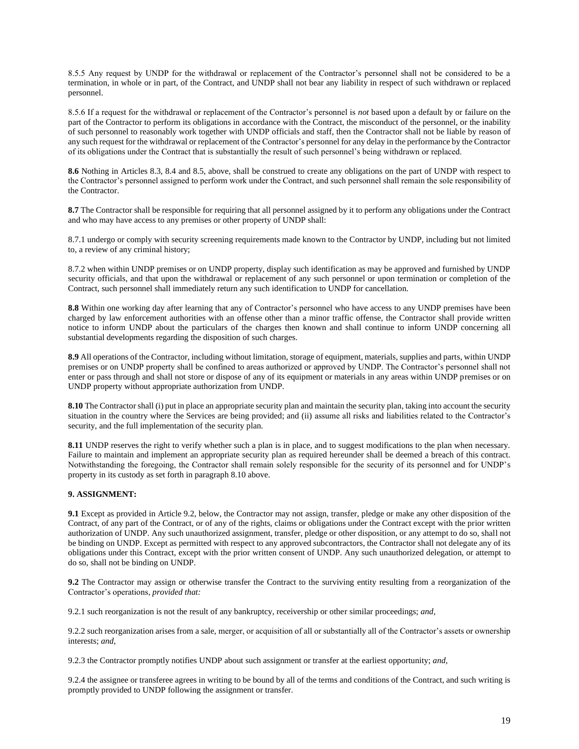8.5.5 Any request by UNDP for the withdrawal or replacement of the Contractor's personnel shall not be considered to be a termination, in whole or in part, of the Contract, and UNDP shall not bear any liability in respect of such withdrawn or replaced personnel.

8.5.6 If a request for the withdrawal or replacement of the Contractor's personnel is *not* based upon a default by or failure on the part of the Contractor to perform its obligations in accordance with the Contract, the misconduct of the personnel, or the inability of such personnel to reasonably work together with UNDP officials and staff, then the Contractor shall not be liable by reason of any such request for the withdrawal or replacement of the Contractor's personnel for any delay in the performance by the Contractor of its obligations under the Contract that is substantially the result of such personnel's being withdrawn or replaced.

**8.6** Nothing in Articles 8.3, 8.4 and 8.5, above, shall be construed to create any obligations on the part of UNDP with respect to the Contractor's personnel assigned to perform work under the Contract, and such personnel shall remain the sole responsibility of the Contractor.

**8.7** The Contractor shall be responsible for requiring that all personnel assigned by it to perform any obligations under the Contract and who may have access to any premises or other property of UNDP shall:

8.7.1 undergo or comply with security screening requirements made known to the Contractor by UNDP, including but not limited to, a review of any criminal history;

8.7.2 when within UNDP premises or on UNDP property, display such identification as may be approved and furnished by UNDP security officials, and that upon the withdrawal or replacement of any such personnel or upon termination or completion of the Contract, such personnel shall immediately return any such identification to UNDP for cancellation.

**8.8** Within one working day after learning that any of Contractor's personnel who have access to any UNDP premises have been charged by law enforcement authorities with an offense other than a minor traffic offense, the Contractor shall provide written notice to inform UNDP about the particulars of the charges then known and shall continue to inform UNDP concerning all substantial developments regarding the disposition of such charges.

**8.9** All operations of the Contractor, including without limitation, storage of equipment, materials, supplies and parts, within UNDP premises or on UNDP property shall be confined to areas authorized or approved by UNDP. The Contractor's personnel shall not enter or pass through and shall not store or dispose of any of its equipment or materials in any areas within UNDP premises or on UNDP property without appropriate authorization from UNDP.

**8.10** The Contractor shall (i) put in place an appropriate security plan and maintain the security plan, taking into account the security situation in the country where the Services are being provided; and (ii) assume all risks and liabilities related to the Contractor's security, and the full implementation of the security plan.

**8.11** UNDP reserves the right to verify whether such a plan is in place, and to suggest modifications to the plan when necessary. Failure to maintain and implement an appropriate security plan as required hereunder shall be deemed a breach of this contract. Notwithstanding the foregoing, the Contractor shall remain solely responsible for the security of its personnel and for UNDP's property in its custody as set forth in paragraph 8.10 above.

**9. ASSIGNMENT:**

**9.1** Except as provided in Article 9.2, below, the Contractor may not assign, transfer, pledge or make any other disposition of the Contract, of any part of the Contract, or of any of the rights, claims or obligations under the Contract except with the prior written authorization of UNDP. Any such unauthorized assignment, transfer, pledge or other disposition, or any attempt to do so, shall not be binding on UNDP. Except as permitted with respect to any approved subcontractors, the Contractor shall not delegate any of its obligations under this Contract, except with the prior written consent of UNDP. Any such unauthorized delegation, or attempt to do so, shall not be binding on UNDP.

**9.2** The Contractor may assign or otherwise transfer the Contract to the surviving entity resulting from a reorganization of the Contractor's operations, *provided that:*

9.2.1 such reorganization is not the result of any bankruptcy, receivership or other similar proceedings; *and,*

9.2.2 such reorganization arises from a sale, merger, or acquisition of all or substantially all of the Contractor's assets or ownership interests; *and,*

9.2.3 the Contractor promptly notifies UNDP about such assignment or transfer at the earliest opportunity; *and,*

9.2.4 the assignee or transferee agrees in writing to be bound by all of the terms and conditions of the Contract, and such writing is promptly provided to UNDP following the assignment or transfer.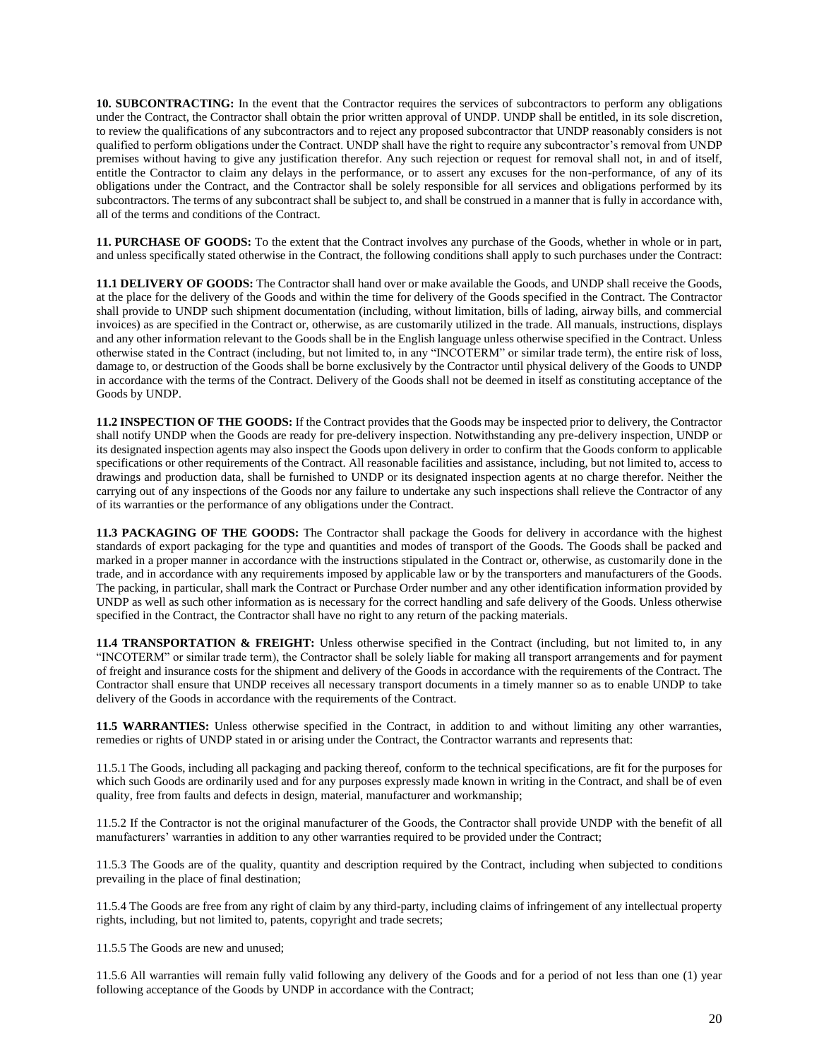**10. SUBCONTRACTING:** In the event that the Contractor requires the services of subcontractors to perform any obligations under the Contract, the Contractor shall obtain the prior written approval of UNDP. UNDP shall be entitled, in its sole discretion, to review the qualifications of any subcontractors and to reject any proposed subcontractor that UNDP reasonably considers is not qualified to perform obligations under the Contract. UNDP shall have the right to require any subcontractor's removal from UNDP premises without having to give any justification therefor. Any such rejection or request for removal shall not, in and of itself, entitle the Contractor to claim any delays in the performance, or to assert any excuses for the non-performance, of any of its obligations under the Contract, and the Contractor shall be solely responsible for all services and obligations performed by its subcontractors. The terms of any subcontract shall be subject to, and shall be construed in a manner that is fully in accordance with, all of the terms and conditions of the Contract.

**11. PURCHASE OF GOODS:** To the extent that the Contract involves any purchase of the Goods, whether in whole or in part, and unless specifically stated otherwise in the Contract, the following conditions shall apply to such purchases under the Contract:

**11.1 DELIVERY OF GOODS:** The Contractor shall hand over or make available the Goods, and UNDP shall receive the Goods, at the place for the delivery of the Goods and within the time for delivery of the Goods specified in the Contract. The Contractor shall provide to UNDP such shipment documentation (including, without limitation, bills of lading, airway bills, and commercial invoices) as are specified in the Contract or, otherwise, as are customarily utilized in the trade. All manuals, instructions, displays and any other information relevant to the Goods shall be in the English language unless otherwise specified in the Contract. Unless otherwise stated in the Contract (including, but not limited to, in any "INCOTERM" or similar trade term), the entire risk of loss, damage to, or destruction of the Goods shall be borne exclusively by the Contractor until physical delivery of the Goods to UNDP in accordance with the terms of the Contract. Delivery of the Goods shall not be deemed in itself as constituting acceptance of the Goods by UNDP.

**11.2 INSPECTION OF THE GOODS:** If the Contract provides that the Goods may be inspected prior to delivery, the Contractor shall notify UNDP when the Goods are ready for pre-delivery inspection. Notwithstanding any pre-delivery inspection, UNDP or its designated inspection agents may also inspect the Goods upon delivery in order to confirm that the Goods conform to applicable specifications or other requirements of the Contract. All reasonable facilities and assistance, including, but not limited to, access to drawings and production data, shall be furnished to UNDP or its designated inspection agents at no charge therefor. Neither the carrying out of any inspections of the Goods nor any failure to undertake any such inspections shall relieve the Contractor of any of its warranties or the performance of any obligations under the Contract.

**11.3 PACKAGING OF THE GOODS:** The Contractor shall package the Goods for delivery in accordance with the highest standards of export packaging for the type and quantities and modes of transport of the Goods. The Goods shall be packed and marked in a proper manner in accordance with the instructions stipulated in the Contract or, otherwise, as customarily done in the trade, and in accordance with any requirements imposed by applicable law or by the transporters and manufacturers of the Goods. The packing, in particular, shall mark the Contract or Purchase Order number and any other identification information provided by UNDP as well as such other information as is necessary for the correct handling and safe delivery of the Goods. Unless otherwise specified in the Contract, the Contractor shall have no right to any return of the packing materials.

**11.4 TRANSPORTATION & FREIGHT:** Unless otherwise specified in the Contract (including, but not limited to, in any "INCOTERM" or similar trade term), the Contractor shall be solely liable for making all transport arrangements and for payment of freight and insurance costs for the shipment and delivery of the Goods in accordance with the requirements of the Contract. The Contractor shall ensure that UNDP receives all necessary transport documents in a timely manner so as to enable UNDP to take delivery of the Goods in accordance with the requirements of the Contract.

**11.5 WARRANTIES:** Unless otherwise specified in the Contract, in addition to and without limiting any other warranties, remedies or rights of UNDP stated in or arising under the Contract, the Contractor warrants and represents that:

11.5.1 The Goods, including all packaging and packing thereof, conform to the technical specifications, are fit for the purposes for which such Goods are ordinarily used and for any purposes expressly made known in writing in the Contract, and shall be of even quality, free from faults and defects in design, material, manufacturer and workmanship;

11.5.2 If the Contractor is not the original manufacturer of the Goods, the Contractor shall provide UNDP with the benefit of all manufacturers' warranties in addition to any other warranties required to be provided under the Contract;

11.5.3 The Goods are of the quality, quantity and description required by the Contract, including when subjected to conditions prevailing in the place of final destination;

11.5.4 The Goods are free from any right of claim by any third-party, including claims of infringement of any intellectual property rights, including, but not limited to, patents, copyright and trade secrets;

11.5.5 The Goods are new and unused;

11.5.6 All warranties will remain fully valid following any delivery of the Goods and for a period of not less than one (1) year following acceptance of the Goods by UNDP in accordance with the Contract;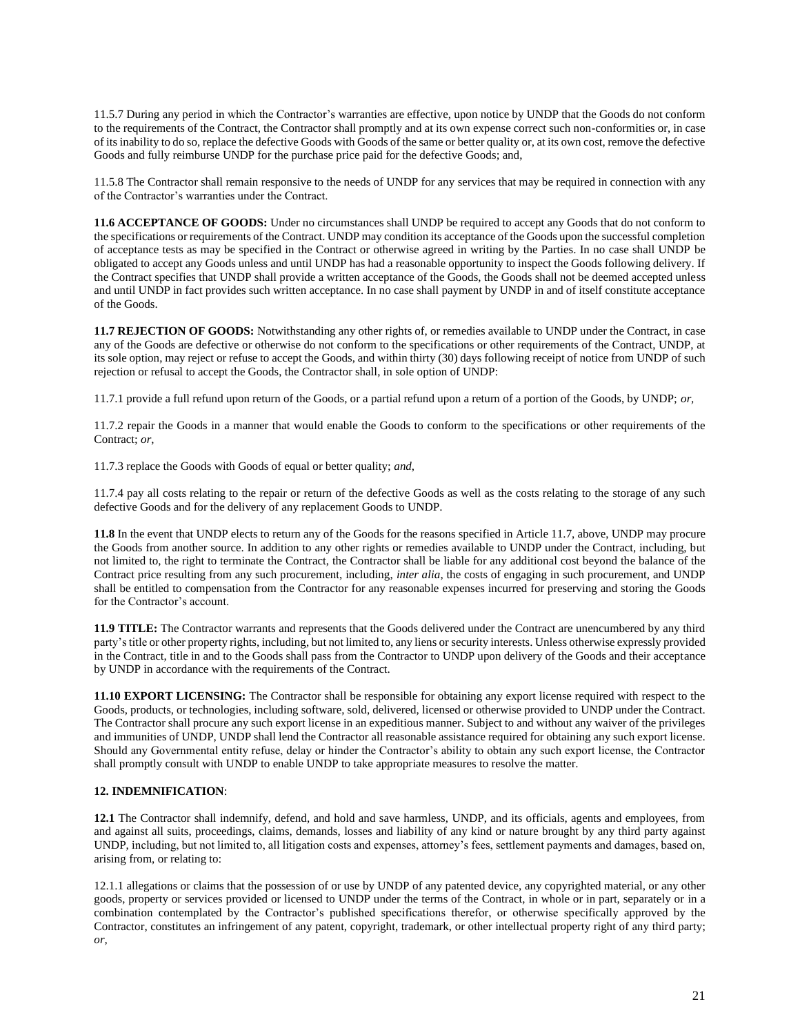11.5.7 During any period in which the Contractor's warranties are effective, upon notice by UNDP that the Goods do not conform to the requirements of the Contract, the Contractor shall promptly and at its own expense correct such non-conformities or, in case of its inability to do so, replace the defective Goods with Goods of the same or better quality or, at its own cost, remove the defective Goods and fully reimburse UNDP for the purchase price paid for the defective Goods; and,

11.5.8 The Contractor shall remain responsive to the needs of UNDP for any services that may be required in connection with any of the Contractor's warranties under the Contract.

**11.6 ACCEPTANCE OF GOODS:** Under no circumstances shall UNDP be required to accept any Goods that do not conform to the specifications or requirements of the Contract. UNDP may condition its acceptance of the Goods upon the successful completion of acceptance tests as may be specified in the Contract or otherwise agreed in writing by the Parties. In no case shall UNDP be obligated to accept any Goods unless and until UNDP has had a reasonable opportunity to inspect the Goods following delivery. If the Contract specifies that UNDP shall provide a written acceptance of the Goods, the Goods shall not be deemed accepted unless and until UNDP in fact provides such written acceptance. In no case shall payment by UNDP in and of itself constitute acceptance of the Goods.

**11.7 REJECTION OF GOODS:** Notwithstanding any other rights of, or remedies available to UNDP under the Contract, in case any of the Goods are defective or otherwise do not conform to the specifications or other requirements of the Contract, UNDP, at its sole option, may reject or refuse to accept the Goods, and within thirty (30) days following receipt of notice from UNDP of such rejection or refusal to accept the Goods, the Contractor shall, in sole option of UNDP:

11.7.1 provide a full refund upon return of the Goods, or a partial refund upon a return of a portion of the Goods, by UNDP; *or*,

11.7.2 repair the Goods in a manner that would enable the Goods to conform to the specifications or other requirements of the Contract; *or*,

11.7.3 replace the Goods with Goods of equal or better quality; *and*,

11.7.4 pay all costs relating to the repair or return of the defective Goods as well as the costs relating to the storage of any such defective Goods and for the delivery of any replacement Goods to UNDP.

**11.8** In the event that UNDP elects to return any of the Goods for the reasons specified in Article 11.7, above, UNDP may procure the Goods from another source. In addition to any other rights or remedies available to UNDP under the Contract, including, but not limited to, the right to terminate the Contract, the Contractor shall be liable for any additional cost beyond the balance of the Contract price resulting from any such procurement, including, *inter alia*, the costs of engaging in such procurement, and UNDP shall be entitled to compensation from the Contractor for any reasonable expenses incurred for preserving and storing the Goods for the Contractor's account.

**11.9 TITLE:** The Contractor warrants and represents that the Goods delivered under the Contract are unencumbered by any third party's title or other property rights, including, but not limited to, any liens or security interests. Unless otherwise expressly provided in the Contract, title in and to the Goods shall pass from the Contractor to UNDP upon delivery of the Goods and their acceptance by UNDP in accordance with the requirements of the Contract.

**11.10 EXPORT LICENSING:** The Contractor shall be responsible for obtaining any export license required with respect to the Goods, products, or technologies, including software, sold, delivered, licensed or otherwise provided to UNDP under the Contract. The Contractor shall procure any such export license in an expeditious manner. Subject to and without any waiver of the privileges and immunities of UNDP, UNDP shall lend the Contractor all reasonable assistance required for obtaining any such export license. Should any Governmental entity refuse, delay or hinder the Contractor's ability to obtain any such export license, the Contractor shall promptly consult with UNDP to enable UNDP to take appropriate measures to resolve the matter.

**12. INDEMNIFICATION**:

**12.1** The Contractor shall indemnify, defend, and hold and save harmless, UNDP, and its officials, agents and employees, from and against all suits, proceedings, claims, demands, losses and liability of any kind or nature brought by any third party against UNDP, including, but not limited to, all litigation costs and expenses, attorney's fees, settlement payments and damages, based on, arising from, or relating to:

12.1.1 allegations or claims that the possession of or use by UNDP of any patented device, any copyrighted material, or any other goods, property or services provided or licensed to UNDP under the terms of the Contract, in whole or in part, separately or in a combination contemplated by the Contractor's published specifications therefor, or otherwise specifically approved by the Contractor, constitutes an infringement of any patent, copyright, trademark, or other intellectual property right of any third party; *or*,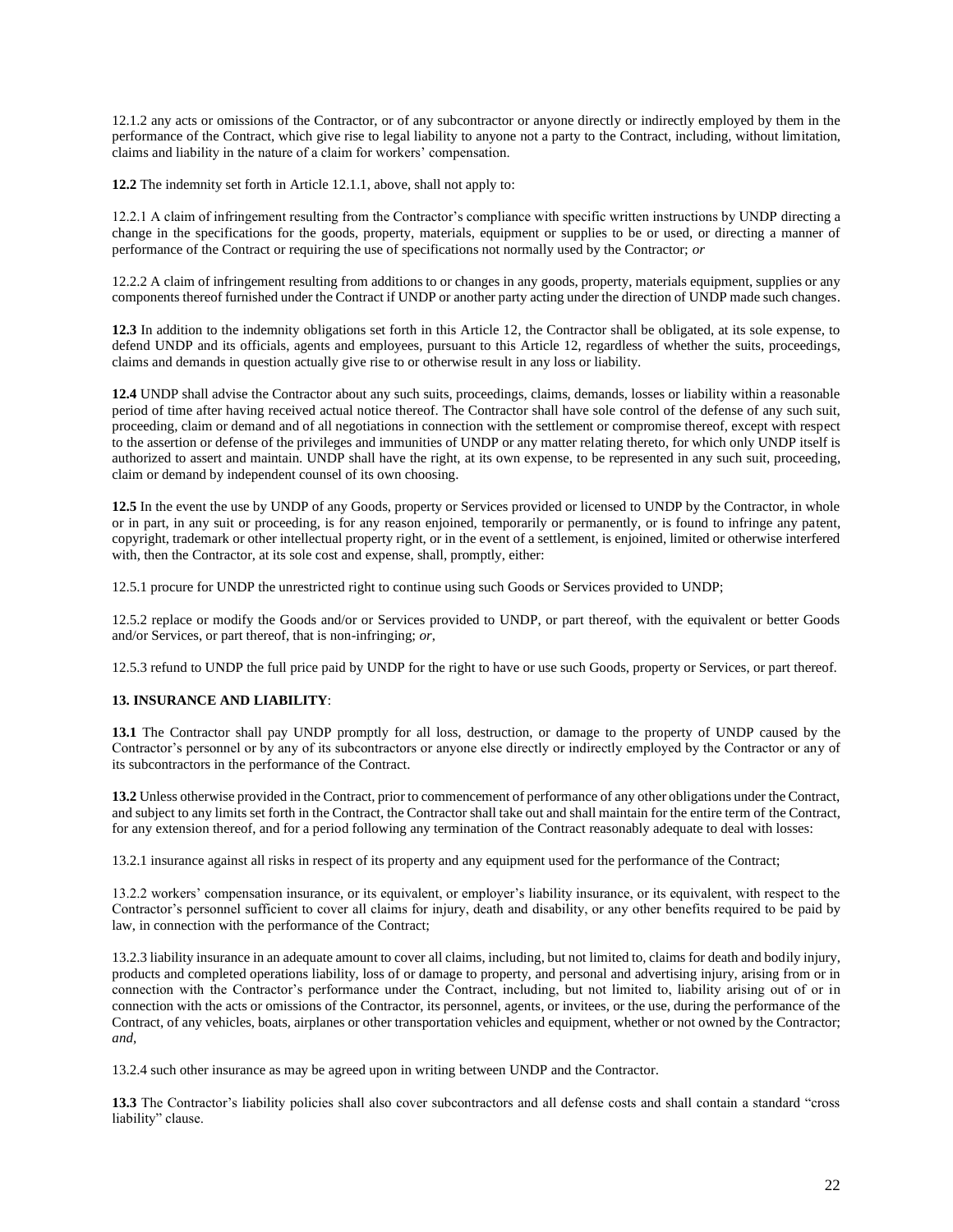12.1.2 any acts or omissions of the Contractor, or of any subcontractor or anyone directly or indirectly employed by them in the performance of the Contract, which give rise to legal liability to anyone not a party to the Contract, including, without limitation, claims and liability in the nature of a claim for workers' compensation.

**12.2** The indemnity set forth in Article 12.1.1, above, shall not apply to:

12.2.1 A claim of infringement resulting from the Contractor's compliance with specific written instructions by UNDP directing a change in the specifications for the goods, property, materials, equipment or supplies to be or used, or directing a manner of performance of the Contract or requiring the use of specifications not normally used by the Contractor; *or*

12.2.2 A claim of infringement resulting from additions to or changes in any goods, property, materials equipment, supplies or any components thereof furnished under the Contract if UNDP or another party acting under the direction of UNDP made such changes.

**12.3** In addition to the indemnity obligations set forth in this Article 12, the Contractor shall be obligated, at its sole expense, to defend UNDP and its officials, agents and employees, pursuant to this Article 12, regardless of whether the suits, proceedings, claims and demands in question actually give rise to or otherwise result in any loss or liability.

**12.4** UNDP shall advise the Contractor about any such suits, proceedings, claims, demands, losses or liability within a reasonable period of time after having received actual notice thereof. The Contractor shall have sole control of the defense of any such suit, proceeding, claim or demand and of all negotiations in connection with the settlement or compromise thereof, except with respect to the assertion or defense of the privileges and immunities of UNDP or any matter relating thereto, for which only UNDP itself is authorized to assert and maintain. UNDP shall have the right, at its own expense, to be represented in any such suit, proceeding, claim or demand by independent counsel of its own choosing.

**12.5** In the event the use by UNDP of any Goods, property or Services provided or licensed to UNDP by the Contractor, in whole or in part, in any suit or proceeding, is for any reason enjoined, temporarily or permanently, or is found to infringe any patent, copyright, trademark or other intellectual property right, or in the event of a settlement, is enjoined, limited or otherwise interfered with, then the Contractor, at its sole cost and expense, shall, promptly, either:

12.5.1 procure for UNDP the unrestricted right to continue using such Goods or Services provided to UNDP;

12.5.2 replace or modify the Goods and/or or Services provided to UNDP, or part thereof, with the equivalent or better Goods and/or Services, or part thereof, that is non-infringing; *or*,

12.5.3 refund to UNDP the full price paid by UNDP for the right to have or use such Goods, property or Services, or part thereof.

**13. INSURANCE AND LIABILITY**:

**13.1** The Contractor shall pay UNDP promptly for all loss, destruction, or damage to the property of UNDP caused by the Contractor's personnel or by any of its subcontractors or anyone else directly or indirectly employed by the Contractor or any of its subcontractors in the performance of the Contract.

**13.2** Unless otherwise provided in the Contract, prior to commencement of performance of any other obligations under the Contract, and subject to any limits set forth in the Contract, the Contractor shall take out and shall maintain for the entire term of the Contract, for any extension thereof, and for a period following any termination of the Contract reasonably adequate to deal with losses:

13.2.1 insurance against all risks in respect of its property and any equipment used for the performance of the Contract;

13.2.2 workers' compensation insurance, or its equivalent, or employer's liability insurance, or its equivalent, with respect to the Contractor's personnel sufficient to cover all claims for injury, death and disability, or any other benefits required to be paid by law, in connection with the performance of the Contract;

13.2.3 liability insurance in an adequate amount to cover all claims, including, but not limited to, claims for death and bodily injury, products and completed operations liability, loss of or damage to property, and personal and advertising injury, arising from or in connection with the Contractor's performance under the Contract, including, but not limited to, liability arising out of or in connection with the acts or omissions of the Contractor, its personnel, agents, or invitees, or the use, during the performance of the Contract, of any vehicles, boats, airplanes or other transportation vehicles and equipment, whether or not owned by the Contractor; *and*,

13.2.4 such other insurance as may be agreed upon in writing between UNDP and the Contractor.

**13.3** The Contractor's liability policies shall also cover subcontractors and all defense costs and shall contain a standard "cross liability" clause.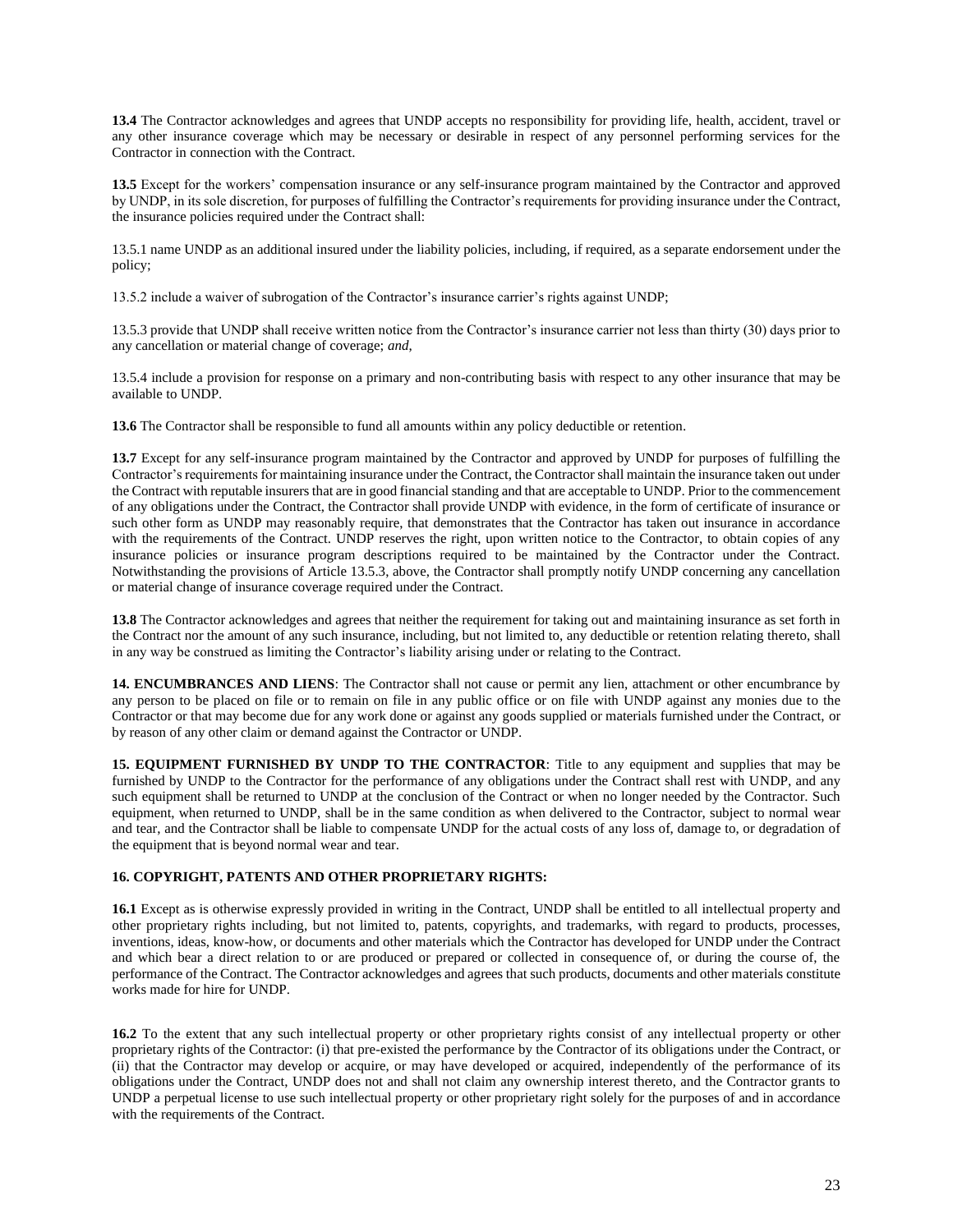**13.4** The Contractor acknowledges and agrees that UNDP accepts no responsibility for providing life, health, accident, travel or any other insurance coverage which may be necessary or desirable in respect of any personnel performing services for the Contractor in connection with the Contract.

**13.5** Except for the workers' compensation insurance or any self-insurance program maintained by the Contractor and approved by UNDP, in its sole discretion, for purposes of fulfilling the Contractor's requirements for providing insurance under the Contract, the insurance policies required under the Contract shall:

13.5.1 name UNDP as an additional insured under the liability policies, including, if required, as a separate endorsement under the policy;

13.5.2 include a waiver of subrogation of the Contractor's insurance carrier's rights against UNDP;

13.5.3 provide that UNDP shall receive written notice from the Contractor's insurance carrier not less than thirty (30) days prior to any cancellation or material change of coverage; *and,*

13.5.4 include a provision for response on a primary and non-contributing basis with respect to any other insurance that may be available to UNDP.

**13.6** The Contractor shall be responsible to fund all amounts within any policy deductible or retention.

**13.7** Except for any self-insurance program maintained by the Contractor and approved by UNDP for purposes of fulfilling the Contractor's requirements for maintaining insurance under the Contract, the Contractor shall maintain the insurance taken out under the Contract with reputable insurers that are in good financial standing and that are acceptable to UNDP. Prior to the commencement of any obligations under the Contract, the Contractor shall provide UNDP with evidence, in the form of certificate of insurance or such other form as UNDP may reasonably require, that demonstrates that the Contractor has taken out insurance in accordance with the requirements of the Contract. UNDP reserves the right, upon written notice to the Contractor, to obtain copies of any insurance policies or insurance program descriptions required to be maintained by the Contractor under the Contract. Notwithstanding the provisions of Article 13.5.3, above, the Contractor shall promptly notify UNDP concerning any cancellation or material change of insurance coverage required under the Contract.

**13.8** The Contractor acknowledges and agrees that neither the requirement for taking out and maintaining insurance as set forth in the Contract nor the amount of any such insurance, including, but not limited to, any deductible or retention relating thereto, shall in any way be construed as limiting the Contractor's liability arising under or relating to the Contract.

**14. ENCUMBRANCES AND LIENS**: The Contractor shall not cause or permit any lien, attachment or other encumbrance by any person to be placed on file or to remain on file in any public office or on file with UNDP against any monies due to the Contractor or that may become due for any work done or against any goods supplied or materials furnished under the Contract, or by reason of any other claim or demand against the Contractor or UNDP.

**15. EQUIPMENT FURNISHED BY UNDP TO THE CONTRACTOR**: Title to any equipment and supplies that may be furnished by UNDP to the Contractor for the performance of any obligations under the Contract shall rest with UNDP, and any such equipment shall be returned to UNDP at the conclusion of the Contract or when no longer needed by the Contractor. Such equipment, when returned to UNDP, shall be in the same condition as when delivered to the Contractor, subject to normal wear and tear, and the Contractor shall be liable to compensate UNDP for the actual costs of any loss of, damage to, or degradation of the equipment that is beyond normal wear and tear.

**16. COPYRIGHT, PATENTS AND OTHER PROPRIETARY RIGHTS:**

**16.1** Except as is otherwise expressly provided in writing in the Contract, UNDP shall be entitled to all intellectual property and other proprietary rights including, but not limited to, patents, copyrights, and trademarks, with regard to products, processes, inventions, ideas, know-how, or documents and other materials which the Contractor has developed for UNDP under the Contract and which bear a direct relation to or are produced or prepared or collected in consequence of, or during the course of, the performance of the Contract. The Contractor acknowledges and agrees that such products, documents and other materials constitute works made for hire for UNDP.

**16.2** To the extent that any such intellectual property or other proprietary rights consist of any intellectual property or other proprietary rights of the Contractor: (i) that pre-existed the performance by the Contractor of its obligations under the Contract, or (ii) that the Contractor may develop or acquire, or may have developed or acquired, independently of the performance of its obligations under the Contract, UNDP does not and shall not claim any ownership interest thereto, and the Contractor grants to UNDP a perpetual license to use such intellectual property or other proprietary right solely for the purposes of and in accordance with the requirements of the Contract.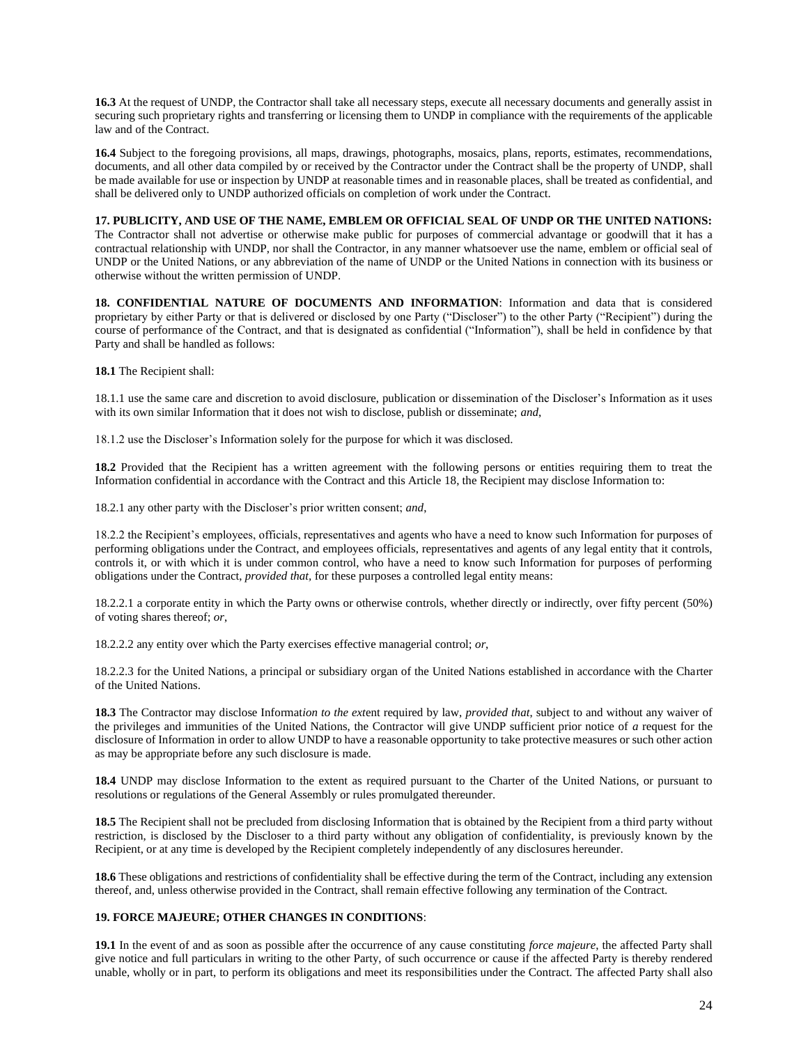**16.3** At the request of UNDP, the Contractor shall take all necessary steps, execute all necessary documents and generally assist in securing such proprietary rights and transferring or licensing them to UNDP in compliance with the requirements of the applicable law and of the Contract.

**16.4** Subject to the foregoing provisions, all maps, drawings, photographs, mosaics, plans, reports, estimates, recommendations, documents, and all other data compiled by or received by the Contractor under the Contract shall be the property of UNDP, shall be made available for use or inspection by UNDP at reasonable times and in reasonable places, shall be treated as confidential, and shall be delivered only to UNDP authorized officials on completion of work under the Contract.

**17. PUBLICITY, AND USE OF THE NAME, EMBLEM OR OFFICIAL SEAL OF UNDP OR THE UNITED NATIONS:** The Contractor shall not advertise or otherwise make public for purposes of commercial advantage or goodwill that it has a contractual relationship with UNDP, nor shall the Contractor, in any manner whatsoever use the name, emblem or official seal of UNDP or the United Nations, or any abbreviation of the name of UNDP or the United Nations in connection with its business or otherwise without the written permission of UNDP.

**18. CONFIDENTIAL NATURE OF DOCUMENTS AND INFORMATION**: Information and data that is considered proprietary by either Party or that is delivered or disclosed by one Party ("Discloser") to the other Party ("Recipient") during the course of performance of the Contract, and that is designated as confidential ("Information"), shall be held in confidence by that Party and shall be handled as follows:

**18.1** The Recipient shall:

18.1.1 use the same care and discretion to avoid disclosure, publication or dissemination of the Discloser's Information as it uses with its own similar Information that it does not wish to disclose, publish or disseminate; *and*,

18.1.2 use the Discloser's Information solely for the purpose for which it was disclosed.

**18.2** Provided that the Recipient has a written agreement with the following persons or entities requiring them to treat the Information confidential in accordance with the Contract and this Article 18, the Recipient may disclose Information to:

18.2.1 any other party with the Discloser's prior written consent; *and*,

18.2.2 the Recipient's employees, officials, representatives and agents who have a need to know such Information for purposes of performing obligations under the Contract, and employees officials, representatives and agents of any legal entity that it controls, controls it, or with which it is under common control, who have a need to know such Information for purposes of performing obligations under the Contract, *provided that*, for these purposes a controlled legal entity means:

18.2.2.1 a corporate entity in which the Party owns or otherwise controls, whether directly or indirectly, over fifty percent (50%) of voting shares thereof; *or*,

18.2.2.2 any entity over which the Party exercises effective managerial control; *or*,

18.2.2.3 for the United Nations, a principal or subsidiary organ of the United Nations established in accordance with the Charter of the United Nations.

**18.3** The Contractor may disclose Informat*ion to the ext*ent required by law, *provided that*, subject to and without any waiver of the privileges and immunities of the United Nations, the Contractor will give UNDP sufficient prior notice of *a* request for the disclosure of Information in order to allow UNDP to have a reasonable opportunity to take protective measures or such other action as may be appropriate before any such disclosure is made.

**18.4** UNDP may disclose Information to the extent as required pursuant to the Charter of the United Nations, or pursuant to resolutions or regulations of the General Assembly or rules promulgated thereunder.

**18.5** The Recipient shall not be precluded from disclosing Information that is obtained by the Recipient from a third party without restriction, is disclosed by the Discloser to a third party without any obligation of confidentiality, is previously known by the Recipient, or at any time is developed by the Recipient completely independently of any disclosures hereunder.

**18.6** These obligations and restrictions of confidentiality shall be effective during the term of the Contract, including any extension thereof, and, unless otherwise provided in the Contract, shall remain effective following any termination of the Contract.

**19. FORCE MAJEURE; OTHER CHANGES IN CONDITIONS**:

**19.1** In the event of and as soon as possible after the occurrence of any cause constituting *force majeure*, the affected Party shall give notice and full particulars in writing to the other Party, of such occurrence or cause if the affected Party is thereby rendered unable, wholly or in part, to perform its obligations and meet its responsibilities under the Contract. The affected Party shall also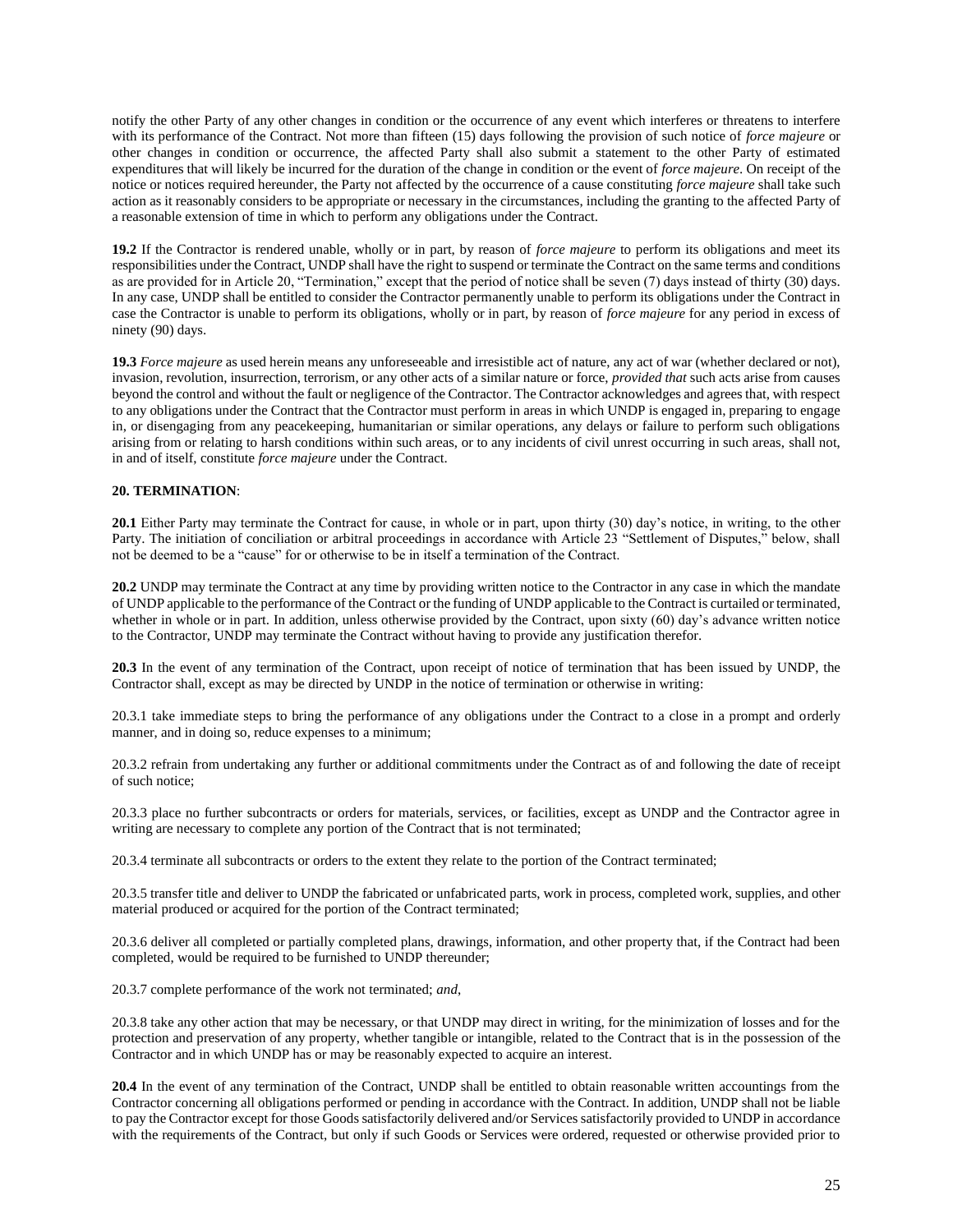notify the other Party of any other changes in condition or the occurrence of any event which interferes or threatens to interfere with its performance of the Contract. Not more than fifteen (15) days following the provision of such notice of *force majeure* or other changes in condition or occurrence, the affected Party shall also submit a statement to the other Party of estimated expenditures that will likely be incurred for the duration of the change in condition or the event of *force majeure*. On receipt of the notice or notices required hereunder, the Party not affected by the occurrence of a cause constituting *force majeure* shall take such action as it reasonably considers to be appropriate or necessary in the circumstances, including the granting to the affected Party of a reasonable extension of time in which to perform any obligations under the Contract.

**19.2** If the Contractor is rendered unable, wholly or in part, by reason of *force majeure* to perform its obligations and meet its responsibilities under the Contract, UNDP shall have the right to suspend or terminate the Contract on the same terms and conditions as are provided for in Article 20, "Termination," except that the period of notice shall be seven (7) days instead of thirty (30) days. In any case, UNDP shall be entitled to consider the Contractor permanently unable to perform its obligations under the Contract in case the Contractor is unable to perform its obligations, wholly or in part, by reason of *force majeure* for any period in excess of ninety (90) days.

**19.3** *Force majeure* as used herein means any unforeseeable and irresistible act of nature, any act of war (whether declared or not), invasion, revolution, insurrection, terrorism, or any other acts of a similar nature or force, *provided that* such acts arise from causes beyond the control and without the fault or negligence of the Contractor. The Contractor acknowledges and agrees that, with respect to any obligations under the Contract that the Contractor must perform in areas in which UNDP is engaged in, preparing to engage in, or disengaging from any peacekeeping, humanitarian or similar operations, any delays or failure to perform such obligations arising from or relating to harsh conditions within such areas, or to any incidents of civil unrest occurring in such areas, shall not, in and of itself, constitute *force majeure* under the Contract.

**20. TERMINATION**:

**20.1** Either Party may terminate the Contract for cause, in whole or in part, upon thirty (30) day's notice, in writing, to the other Party. The initiation of conciliation or arbitral proceedings in accordance with Article 23 "Settlement of Disputes," below, shall not be deemed to be a "cause" for or otherwise to be in itself a termination of the Contract.

**20.2** UNDP may terminate the Contract at any time by providing written notice to the Contractor in any case in which the mandate of UNDP applicable to the performance of the Contract or the funding of UNDP applicable to the Contract is curtailed or terminated, whether in whole or in part. In addition, unless otherwise provided by the Contract, upon sixty (60) day's advance written notice to the Contractor, UNDP may terminate the Contract without having to provide any justification therefor.

**20.3** In the event of any termination of the Contract, upon receipt of notice of termination that has been issued by UNDP, the Contractor shall, except as may be directed by UNDP in the notice of termination or otherwise in writing:

20.3.1 take immediate steps to bring the performance of any obligations under the Contract to a close in a prompt and orderly manner, and in doing so, reduce expenses to a minimum;

20.3.2 refrain from undertaking any further or additional commitments under the Contract as of and following the date of receipt of such notice;

20.3.3 place no further subcontracts or orders for materials, services, or facilities, except as UNDP and the Contractor agree in writing are necessary to complete any portion of the Contract that is not terminated;

20.3.4 terminate all subcontracts or orders to the extent they relate to the portion of the Contract terminated;

20.3.5 transfer title and deliver to UNDP the fabricated or unfabricated parts, work in process, completed work, supplies, and other material produced or acquired for the portion of the Contract terminated;

20.3.6 deliver all completed or partially completed plans, drawings, information, and other property that, if the Contract had been completed, would be required to be furnished to UNDP thereunder;

20.3.7 complete performance of the work not terminated; *and*,

20.3.8 take any other action that may be necessary, or that UNDP may direct in writing, for the minimization of losses and for the protection and preservation of any property, whether tangible or intangible, related to the Contract that is in the possession of the Contractor and in which UNDP has or may be reasonably expected to acquire an interest.

**20.4** In the event of any termination of the Contract, UNDP shall be entitled to obtain reasonable written accountings from the Contractor concerning all obligations performed or pending in accordance with the Contract. In addition, UNDP shall not be liable to pay the Contractor except for those Goods satisfactorily delivered and/or Services satisfactorily provided to UNDP in accordance with the requirements of the Contract, but only if such Goods or Services were ordered, requested or otherwise provided prior to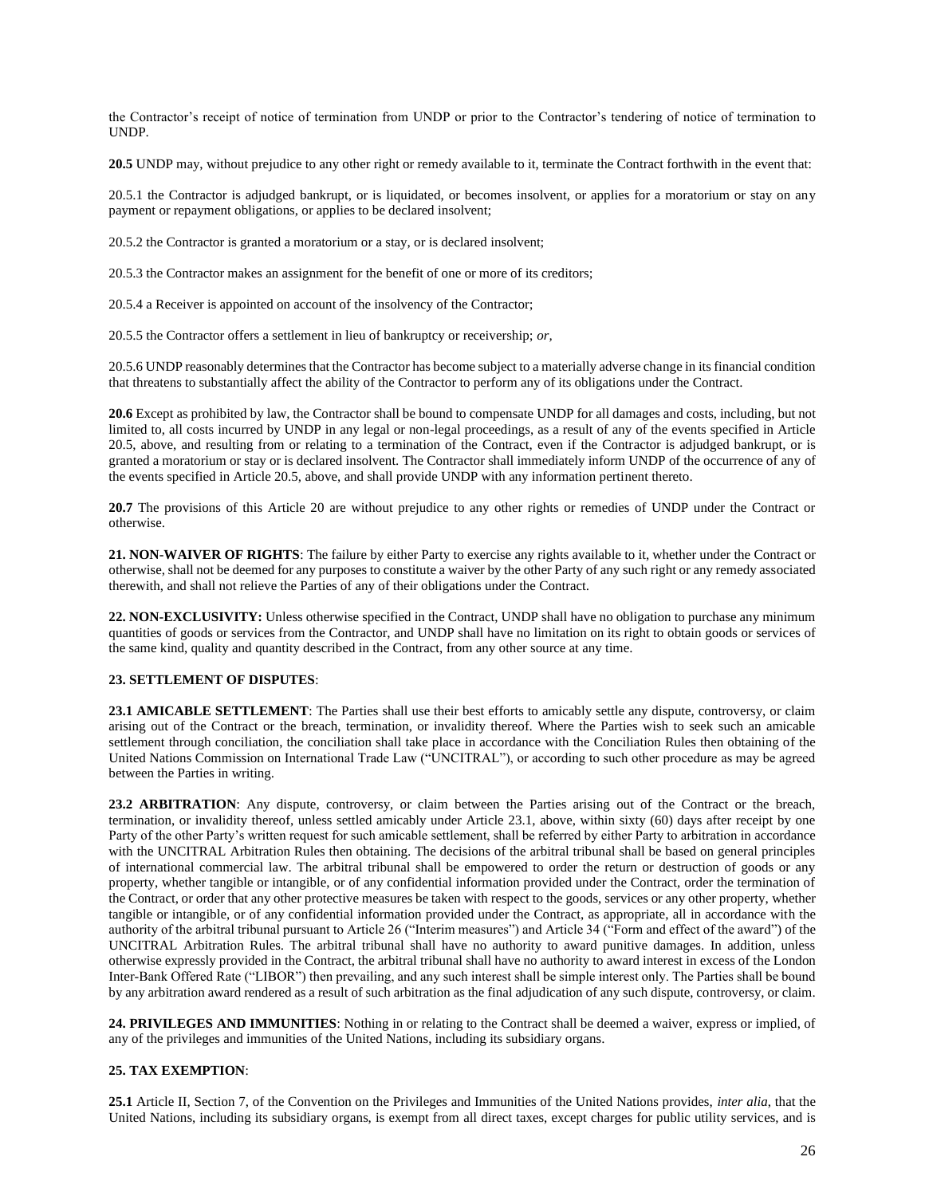the Contractor's receipt of notice of termination from UNDP or prior to the Contractor's tendering of notice of termination to UNDP.

**20.5** UNDP may, without prejudice to any other right or remedy available to it, terminate the Contract forthwith in the event that:

20.5.1 the Contractor is adjudged bankrupt, or is liquidated, or becomes insolvent, or applies for a moratorium or stay on any payment or repayment obligations, or applies to be declared insolvent;

20.5.2 the Contractor is granted a moratorium or a stay, or is declared insolvent;

20.5.3 the Contractor makes an assignment for the benefit of one or more of its creditors;

20.5.4 a Receiver is appointed on account of the insolvency of the Contractor;

20.5.5 the Contractor offers a settlement in lieu of bankruptcy or receivership; *or,*

20.5.6 UNDP reasonably determines that the Contractor has become subject to a materially adverse change in its financial condition that threatens to substantially affect the ability of the Contractor to perform any of its obligations under the Contract.

**20.6** Except as prohibited by law, the Contractor shall be bound to compensate UNDP for all damages and costs, including, but not limited to, all costs incurred by UNDP in any legal or non-legal proceedings, as a result of any of the events specified in Article 20.5, above, and resulting from or relating to a termination of the Contract, even if the Contractor is adjudged bankrupt, or is granted a moratorium or stay or is declared insolvent. The Contractor shall immediately inform UNDP of the occurrence of any of the events specified in Article 20.5, above, and shall provide UNDP with any information pertinent thereto.

**20.7** The provisions of this Article 20 are without prejudice to any other rights or remedies of UNDP under the Contract or otherwise.

**21. NON-WAIVER OF RIGHTS**: The failure by either Party to exercise any rights available to it, whether under the Contract or otherwise, shall not be deemed for any purposes to constitute a waiver by the other Party of any such right or any remedy associated therewith, and shall not relieve the Parties of any of their obligations under the Contract.

**22. NON-EXCLUSIVITY:** Unless otherwise specified in the Contract, UNDP shall have no obligation to purchase any minimum quantities of goods or services from the Contractor, and UNDP shall have no limitation on its right to obtain goods or services of the same kind, quality and quantity described in the Contract, from any other source at any time.

**23. SETTLEMENT OF DISPUTES**:

**23.1 AMICABLE SETTLEMENT**: The Parties shall use their best efforts to amicably settle any dispute, controversy, or claim arising out of the Contract or the breach, termination, or invalidity thereof. Where the Parties wish to seek such an amicable settlement through conciliation, the conciliation shall take place in accordance with the Conciliation Rules then obtaining of the United Nations Commission on International Trade Law ("UNCITRAL"), or according to such other procedure as may be agreed between the Parties in writing.

**23.2 ARBITRATION**: Any dispute, controversy, or claim between the Parties arising out of the Contract or the breach, termination, or invalidity thereof, unless settled amicably under Article 23.1, above, within sixty (60) days after receipt by one Party of the other Party's written request for such amicable settlement, shall be referred by either Party to arbitration in accordance with the UNCITRAL Arbitration Rules then obtaining. The decisions of the arbitral tribunal shall be based on general principles of international commercial law. The arbitral tribunal shall be empowered to order the return or destruction of goods or any property, whether tangible or intangible, or of any confidential information provided under the Contract, order the termination of the Contract, or order that any other protective measures be taken with respect to the goods, services or any other property, whether tangible or intangible, or of any confidential information provided under the Contract, as appropriate, all in accordance with the authority of the arbitral tribunal pursuant to Article 26 ("Interim measures") and Article 34 ("Form and effect of the award") of the UNCITRAL Arbitration Rules. The arbitral tribunal shall have no authority to award punitive damages. In addition, unless otherwise expressly provided in the Contract, the arbitral tribunal shall have no authority to award interest in excess of the London Inter-Bank Offered Rate ("LIBOR") then prevailing, and any such interest shall be simple interest only. The Parties shall be bound by any arbitration award rendered as a result of such arbitration as the final adjudication of any such dispute, controversy, or claim.

**24. PRIVILEGES AND IMMUNITIES**: Nothing in or relating to the Contract shall be deemed a waiver, express or implied, of any of the privileges and immunities of the United Nations, including its subsidiary organs.

**25. TAX EXEMPTION**:

**25.1** Article II, Section 7, of the Convention on the Privileges and Immunities of the United Nations provides, *inter alia*, that the United Nations, including its subsidiary organs, is exempt from all direct taxes, except charges for public utility services, and is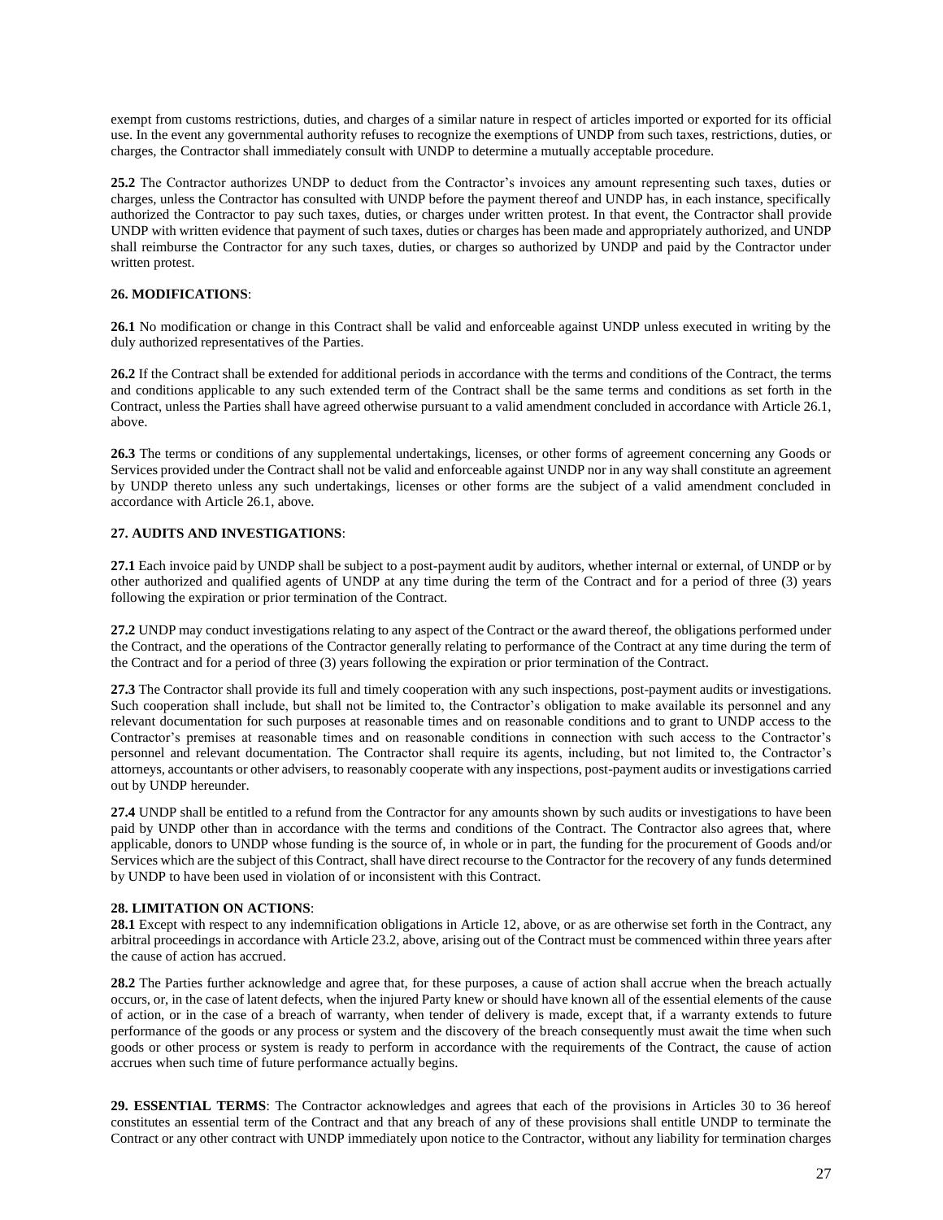exempt from customs restrictions, duties, and charges of a similar nature in respect of articles imported or exported for its official use. In the event any governmental authority refuses to recognize the exemptions of UNDP from such taxes, restrictions, duties, or charges, the Contractor shall immediately consult with UNDP to determine a mutually acceptable procedure.

**25.2** The Contractor authorizes UNDP to deduct from the Contractor's invoices any amount representing such taxes, duties or charges, unless the Contractor has consulted with UNDP before the payment thereof and UNDP has, in each instance, specifically authorized the Contractor to pay such taxes, duties, or charges under written protest. In that event, the Contractor shall provide UNDP with written evidence that payment of such taxes, duties or charges has been made and appropriately authorized, and UNDP shall reimburse the Contractor for any such taxes, duties, or charges so authorized by UNDP and paid by the Contractor under written protest.

**26. MODIFICATIONS**:

**26.1** No modification or change in this Contract shall be valid and enforceable against UNDP unless executed in writing by the duly authorized representatives of the Parties.

**26.2** If the Contract shall be extended for additional periods in accordance with the terms and conditions of the Contract, the terms and conditions applicable to any such extended term of the Contract shall be the same terms and conditions as set forth in the Contract, unless the Parties shall have agreed otherwise pursuant to a valid amendment concluded in accordance with Article 26.1, above.

**26.3** The terms or conditions of any supplemental undertakings, licenses, or other forms of agreement concerning any Goods or Services provided under the Contract shall not be valid and enforceable against UNDP nor in any way shall constitute an agreement by UNDP thereto unless any such undertakings, licenses or other forms are the subject of a valid amendment concluded in accordance with Article 26.1, above.

**27. AUDITS AND INVESTIGATIONS**:

**27.1** Each invoice paid by UNDP shall be subject to a post-payment audit by auditors, whether internal or external, of UNDP or by other authorized and qualified agents of UNDP at any time during the term of the Contract and for a period of three (3) years following the expiration or prior termination of the Contract.

**27.2** UNDP may conduct investigations relating to any aspect of the Contract or the award thereof, the obligations performed under the Contract, and the operations of the Contractor generally relating to performance of the Contract at any time during the term of the Contract and for a period of three (3) years following the expiration or prior termination of the Contract.

**27.3** The Contractor shall provide its full and timely cooperation with any such inspections, post-payment audits or investigations. Such cooperation shall include, but shall not be limited to, the Contractor's obligation to make available its personnel and any relevant documentation for such purposes at reasonable times and on reasonable conditions and to grant to UNDP access to the Contractor's premises at reasonable times and on reasonable conditions in connection with such access to the Contractor's personnel and relevant documentation. The Contractor shall require its agents, including, but not limited to, the Contractor's attorneys, accountants or other advisers, to reasonably cooperate with any inspections, post-payment audits or investigations carried out by UNDP hereunder.

**27.4** UNDP shall be entitled to a refund from the Contractor for any amounts shown by such audits or investigations to have been paid by UNDP other than in accordance with the terms and conditions of the Contract. The Contractor also agrees that, where applicable, donors to UNDP whose funding is the source of, in whole or in part, the funding for the procurement of Goods and/or Services which are the subject of this Contract, shall have direct recourse to the Contractor for the recovery of any funds determined by UNDP to have been used in violation of or inconsistent with this Contract.

**28. LIMITATION ON ACTIONS**:

**28.1** Except with respect to any indemnification obligations in Article 12, above, or as are otherwise set forth in the Contract, any arbitral proceedings in accordance with Article 23.2, above, arising out of the Contract must be commenced within three years after the cause of action has accrued.

**28.2** The Parties further acknowledge and agree that, for these purposes, a cause of action shall accrue when the breach actually occurs, or, in the case of latent defects, when the injured Party knew or should have known all of the essential elements of the cause of action, or in the case of a breach of warranty, when tender of delivery is made, except that, if a warranty extends to future performance of the goods or any process or system and the discovery of the breach consequently must await the time when such goods or other process or system is ready to perform in accordance with the requirements of the Contract, the cause of action accrues when such time of future performance actually begins.

**29. ESSENTIAL TERMS**: The Contractor acknowledges and agrees that each of the provisions in Articles 30 to 36 hereof constitutes an essential term of the Contract and that any breach of any of these provisions shall entitle UNDP to terminate the Contract or any other contract with UNDP immediately upon notice to the Contractor, without any liability for termination charges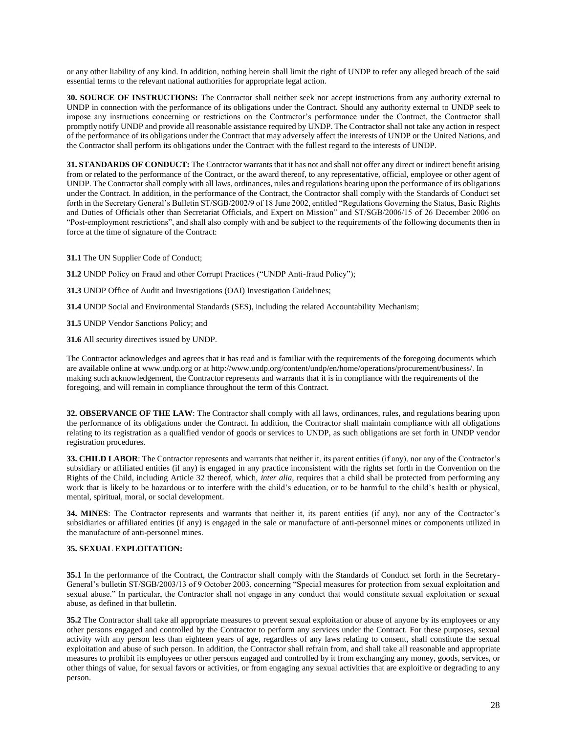or any other liability of any kind. In addition, nothing herein shall limit the right of UNDP to refer any alleged breach of the said essential terms to the relevant national authorities for appropriate legal action.

**30. SOURCE OF INSTRUCTIONS:** The Contractor shall neither seek nor accept instructions from any authority external to UNDP in connection with the performance of its obligations under the Contract. Should any authority external to UNDP seek to impose any instructions concerning or restrictions on the Contractor's performance under the Contract, the Contractor shall promptly notify UNDP and provide all reasonable assistance required by UNDP. The Contractor shall not take any action in respect of the performance of its obligations under the Contract that may adversely affect the interests of UNDP or the United Nations, and the Contractor shall perform its obligations under the Contract with the fullest regard to the interests of UNDP.

**31. STANDARDS OF CONDUCT:** The Contractor warrants that it has not and shall not offer any direct or indirect benefit arising from or related to the performance of the Contract, or the award thereof, to any representative, official, employee or other agent of UNDP. The Contractor shall comply with all laws, ordinances, rules and regulations bearing upon the performance of its obligations under the Contract. In addition, in the performance of the Contract, the Contractor shall comply with the Standards of Conduct set forth in the Secretary General's Bulletin ST/SGB/2002/9 of 18 June 2002, entitled "Regulations Governing the Status, Basic Rights and Duties of Officials other than Secretariat Officials, and Expert on Mission" and ST/SGB/2006/15 of 26 December 2006 on "Post-employment restrictions", and shall also comply with and be subject to the requirements of the following documents then in force at the time of signature of the Contract:

**31.1** The UN Supplier Code of Conduct;

**31.2** UNDP Policy on Fraud and other Corrupt Practices ("UNDP Anti-fraud Policy");

**31.3** UNDP Office of Audit and Investigations (OAI) Investigation Guidelines;

**31.4** UNDP Social and Environmental Standards (SES), including the related Accountability Mechanism;

**31.5** UNDP Vendor Sanctions Policy; and

**31.6** All security directives issued by UNDP.

The Contractor acknowledges and agrees that it has read and is familiar with the requirements of the foregoing documents which are available online at www.undp.org or at http://www.undp.org/content/undp/en/home/operations/procurement/business/. In making such acknowledgement, the Contractor represents and warrants that it is in compliance with the requirements of the foregoing, and will remain in compliance throughout the term of this Contract.

**32. OBSERVANCE OF THE LAW**: The Contractor shall comply with all laws, ordinances, rules, and regulations bearing upon the performance of its obligations under the Contract. In addition, the Contractor shall maintain compliance with all obligations relating to its registration as a qualified vendor of goods or services to UNDP, as such obligations are set forth in UNDP vendor registration procedures.

**33. CHILD LABOR**: The Contractor represents and warrants that neither it, its parent entities (if any), nor any of the Contractor's subsidiary or affiliated entities (if any) is engaged in any practice inconsistent with the rights set forth in the Convention on the Rights of the Child, including Article 32 thereof, which, *inter alia*, requires that a child shall be protected from performing any work that is likely to be hazardous or to interfere with the child's education, or to be harmful to the child's health or physical, mental, spiritual, moral, or social development.

**34. MINES**: The Contractor represents and warrants that neither it, its parent entities (if any), nor any of the Contractor's subsidiaries or affiliated entities (if any) is engaged in the sale or manufacture of anti-personnel mines or components utilized in the manufacture of anti-personnel mines.

**35. SEXUAL EXPLOITATION:**

**35.1** In the performance of the Contract, the Contractor shall comply with the Standards of Conduct set forth in the Secretary-General's bulletin ST/SGB/2003/13 of 9 October 2003, concerning "Special measures for protection from sexual exploitation and sexual abuse." In particular, the Contractor shall not engage in any conduct that would constitute sexual exploitation or sexual abuse, as defined in that bulletin.

**35.2** The Contractor shall take all appropriate measures to prevent sexual exploitation or abuse of anyone by its employees or any other persons engaged and controlled by the Contractor to perform any services under the Contract. For these purposes, sexual activity with any person less than eighteen years of age, regardless of any laws relating to consent, shall constitute the sexual exploitation and abuse of such person. In addition, the Contractor shall refrain from, and shall take all reasonable and appropriate measures to prohibit its employees or other persons engaged and controlled by it from exchanging any money, goods, services, or other things of value, for sexual favors or activities, or from engaging any sexual activities that are exploitive or degrading to any person.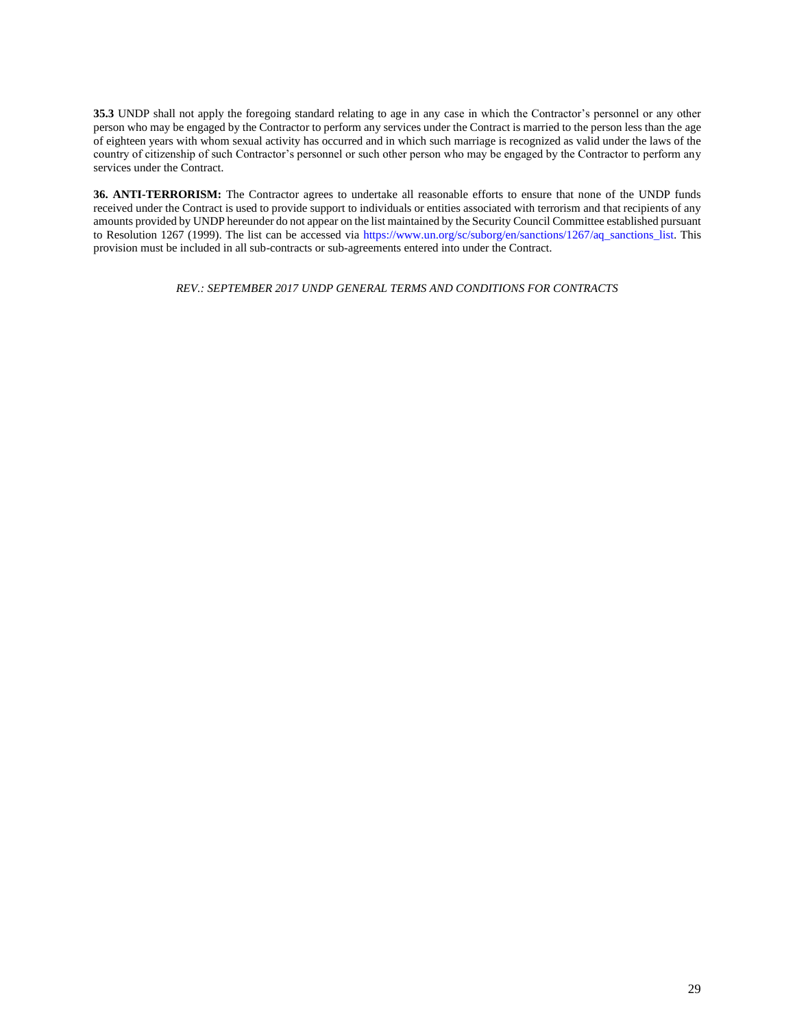**35.3** UNDP shall not apply the foregoing standard relating to age in any case in which the Contractor's personnel or any other person who may be engaged by the Contractor to perform any services under the Contract is married to the person less than the age of eighteen years with whom sexual activity has occurred and in which such marriage is recognized as valid under the laws of the country of citizenship of such Contractor's personnel or such other person who may be engaged by the Contractor to perform any services under the Contract.

**36. ANTI-TERRORISM:** The Contractor agrees to undertake all reasonable efforts to ensure that none of the UNDP funds received under the Contract is used to provide support to individuals or entities associated with terrorism and that recipients of any amounts provided by UNDP hereunder do not appear on the list maintained by the Security Council Committee established pursuant to Resolution 1267 (1999). The list can be accessed via https://www.un.org/sc/suborg/en/sanctions/1267/aq_sanctions_list. This provision must be included in all sub-contracts or sub-agreements entered into under the Contract.

*REV.: SEPTEMBER 2017 UNDP GENERAL TERMS AND CONDITIONS FOR CONTRACTS*